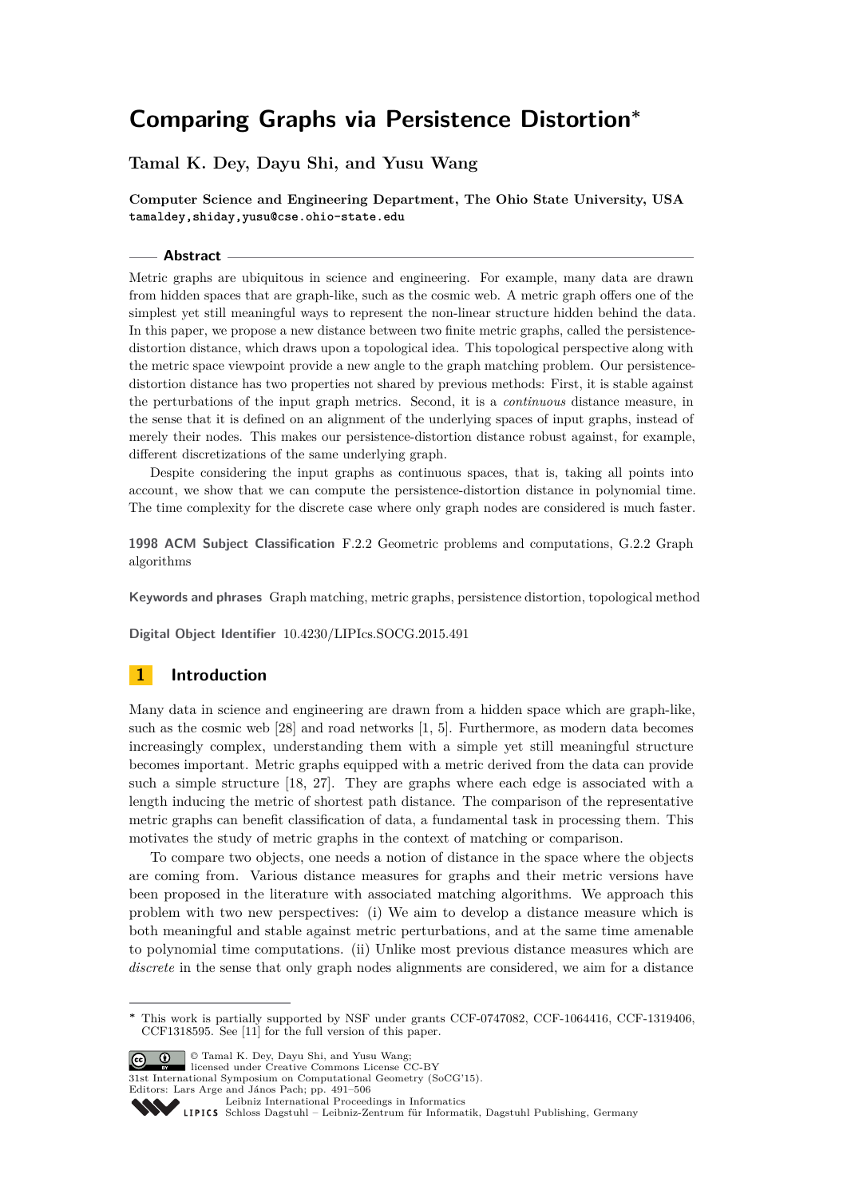# Comparing Graphs via Persistence Distortion*

**Tamal K. Dey, Dayu Shi, and Yusu Wang**

**Computer Science and Engineering Department, The Ohio State University, USA**
`tamaldey,shiday,yusu@cse.ohio-state.edu`

## Abstract

Metric graphs are ubiquitous in science and engineering. For example, many data are drawn from hidden spaces that are graph-like, such as the cosmic web. A metric graph offers one of the simplest yet still meaningful ways to represent the non-linear structure hidden behind the data. In this paper, we propose a new distance between two finite metric graphs, called the persistence-distortion distance, which draws upon a topological idea. This topological perspective along with the metric space viewpoint provide a new angle to the graph matching problem. Our persistence-distortion distance has two properties not shared by previous methods: First, it is stable against the perturbations of the input graph metrics. Second, it is a *continuous* distance measure, in the sense that it is defined on an alignment of the underlying spaces of input graphs, instead of merely their nodes. This makes our persistence-distortion distance robust against, for example, different discretizations of the same underlying graph.

Despite considering the input graphs as continuous spaces, that is, taking all points into account, we show that we can compute the persistence-distortion distance in polynomial time. The time complexity for the discrete case where only graph nodes are considered is much faster.

**1998 ACM Subject Classification** F.2.2 Geometric problems and computations, G.2.2 Graph algorithms

**Keywords and phrases** Graph matching, metric graphs, persistence distortion, topological method

**Digital Object Identifier** 10.4230/LIPIcs.SOCG.2015.491

## 1 Introduction

Many data in science and engineering are drawn from a hidden space which are graph-like, such as the cosmic web [28] and road networks [1, 5]. Furthermore, as modern data becomes increasingly complex, understanding them with a simple yet still meaningful structure becomes important. Metric graphs equipped with a metric derived from the data can provide such a simple structure [18, 27]. They are graphs where each edge is associated with a length inducing the metric of shortest path distance. The comparison of the representative metric graphs can benefit classification of data, a fundamental task in processing them. This motivates the study of metric graphs in the context of matching or comparison.

To compare two objects, one needs a notion of distance in the space where the objects are coming from. Various distance measures for graphs and their metric versions have been proposed in the literature with associated matching algorithms. We approach this problem with two new perspectives: (i) We aim to develop a distance measure which is both meaningful and stable against metric perturbations, and at the same time amenable to polynomial time computations. (ii) Unlike most previous distance measures which are *discrete* in the sense that only graph nodes alignments are considered, we aim for a distance

---

* This work is partially supported by NSF under grants CCF-0747082, CCF-1064416, CCF-1319406, CCF1318595. See [11] for the full version of this paper.

© Tamal K. Dey, Dayu Shi, and Yusu Wang;
licensed under Creative Commons License CC-BY
31st International Symposium on Computational Geometry (SoCG'15).
Editors: Lars Arge and János Pach; pp. 491–506
Leibniz International Proceedings in Informatics
LIPICS Schloss Dagstuhl – Leibniz-Zentrum für Informatik, Dagstuhl Publishing, Germany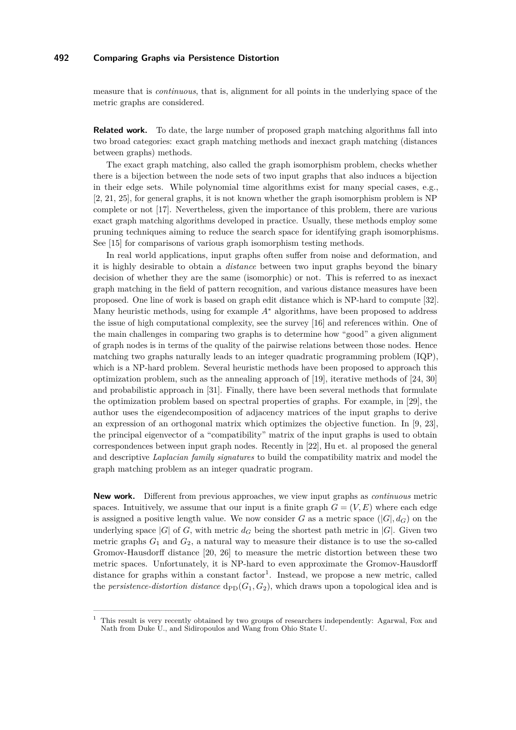measure that is *continuous*, that is, alignment for all points in the underlying space of the metric graphs are considered.

**Related work.** To date, the large number of proposed graph matching algorithms fall into two broad categories: exact graph matching methods and inexact graph matching (distances between graphs) methods.

The exact graph matching, also called the graph isomorphism problem, checks whether there is a bijection between the node sets of two input graphs that also induces a bijection in their edge sets. While polynomial time algorithms exist for many special cases, e.g., [2, 21, 25], for general graphs, it is not known whether the graph isomorphism problem is NP complete or not [17]. Nevertheless, given the importance of this problem, there are various exact graph matching algorithms developed in practice. Usually, these methods employ some pruning techniques aiming to reduce the search space for identifying graph isomorphisms. See [15] for comparisons of various graph isomorphism testing methods.

In real world applications, input graphs often suffer from noise and deformation, and it is highly desirable to obtain a *distance* between two input graphs beyond the binary decision of whether they are the same (isomorphic) or not. This is referred to as inexact graph matching in the field of pattern recognition, and various distance measures have been proposed. One line of work is based on graph edit distance which is NP-hard to compute [32]. Many heuristic methods, using for example $A^*$ algorithms, have been proposed to address the issue of high computational complexity, see the survey [16] and references within. One of the main challenges in comparing two graphs is to determine how "good" a given alignment of graph nodes is in terms of the quality of the pairwise relations between those nodes. Hence matching two graphs naturally leads to an integer quadratic programming problem (IQP), which is a NP-hard problem. Several heuristic methods have been proposed to approach this optimization problem, such as the annealing approach of [19], iterative methods of [24, 30] and probabilistic approach in [31]. Finally, there have been several methods that formulate the optimization problem based on spectral properties of graphs. For example, in [29], the author uses the eigendecomposition of adjacency matrices of the input graphs to derive an expression of an orthogonal matrix which optimizes the objective function. In [9, 23], the principal eigenvector of a "compatibility" matrix of the input graphs is used to obtain correspondences between input graph nodes. Recently in [22], Hu et. al proposed the general and descriptive *Laplacian family signatures* to build the compatibility matrix and model the graph matching problem as an integer quadratic program.

**New work.** Different from previous approaches, we view input graphs as *continuous* metric spaces. Intuitively, we assume that our input is a finite graph $G = (V, E)$ where each edge is assigned a positive length value. We now consider $G$ as a metric space $(|G|, d_G)$ on the underlying space $|G|$ of $G$, with metric $d_G$ being the shortest path metric in $|G|$. Given two metric graphs $G_1$ and $G_2$, a natural way to measure their distance is to use the so-called Gromov-Hausdorff distance [20, 26] to measure the metric distortion between these two metric spaces. Unfortunately, it is NP-hard to even approximate the Gromov-Hausdorff distance for graphs within a constant factor[1]. Instead, we propose a new metric, called the *persistence-distortion distance* $\mathrm{d_{PD}}(G_1, G_2)$, which draws upon a topological idea and is

[1] This result is very recently obtained by two groups of researchers independently: Agarwal, Fox and Nath from Duke U., and Sidiropoulos and Wang from Ohio State U.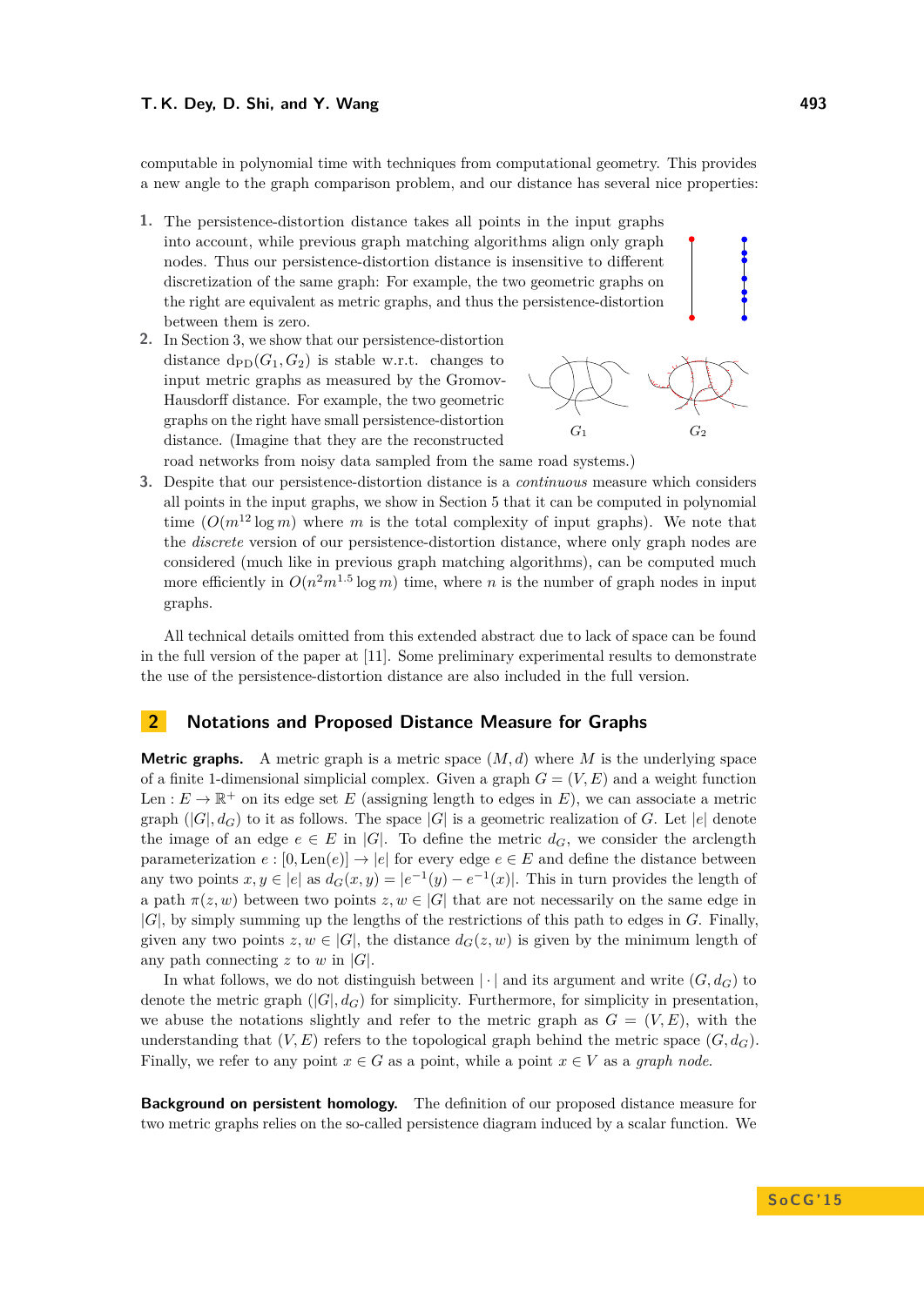computable in polynomial time with techniques from computational geometry. This provides a new angle to the graph comparison problem, and our distance has several nice properties:

1. The persistence-distortion distance takes all points in the input graphs into account, while previous graph matching algorithms align only graph nodes. Thus our persistence-distortion distance is insensitive to different discretization of the same graph: For example, the two geometric graphs on the right are equivalent as metric graphs, and thus the persistence-distortion between them is zero.
2. In Section 3, we show that our persistence-distortion distance $d_{PD}(G_1, G_2)$ is stable w.r.t. changes to input metric graphs as measured by the Gromov-Hausdorff distance. For example, the two geometric graphs on the right have small persistence-distortion distance. (Imagine that they are the reconstructed road networks from noisy data sampled from the same road systems.)
3. Despite that our persistence-distortion distance is a *continuous* measure which considers all points in the input graphs, we show in Section 5 that it can be computed in polynomial time ($O(m^{12} \log m)$ where $m$ is the total complexity of input graphs). We note that the *discrete* version of our persistence-distortion distance, where only graph nodes are considered (much like in previous graph matching algorithms), can be computed much more efficiently in $O(n^2 m^{1.5} \log m)$ time, where $n$ is the number of graph nodes in input graphs.

All technical details omitted from this extended abstract due to lack of space can be found in the full version of the paper at [11]. Some preliminary experimental results to demonstrate the use of the persistence-distortion distance are also included in the full version.

## 2 Notations and Proposed Distance Measure for Graphs

**Metric graphs.** A metric graph is a metric space $(M, d)$ where $M$ is the underlying space of a finite 1-dimensional simplicial complex. Given a graph $G = (V, E)$ and a weight function $\mathrm{Len} : E \to \mathbb{R}^+$ on its edge set $E$ (assigning length to edges in $E$), we can associate a metric graph $(|G|, d_G)$ to it as follows. The space $|G|$ is a geometric realization of $G$. Let $|e|$ denote the image of an edge $e \in E$ in $|G|$. To define the metric $d_G$, we consider the arclength parameterization $e : [0, \mathrm{Len}(e)] \to |e|$ for every edge $e \in E$ and define the distance between any two points $x, y \in |e|$ as $d_G(x, y) = |e^{-1}(y) - e^{-1}(x)|$. This in turn provides the length of a path $\pi(z, w)$ between two points $z, w \in |G|$ that are not necessarily on the same edge in $|G|$, by simply summing up the lengths of the restrictions of this path to edges in $G$. Finally, given any two points $z, w \in |G|$, the distance $d_G(z, w)$ is given by the minimum length of any path connecting $z$ to $w$ in $|G|$.

In what follows, we do not distinguish between $|\cdot|$ and its argument and write $(G, d_G)$ to denote the metric graph $(|G|, d_G)$ for simplicity. Furthermore, for simplicity in presentation, we abuse the notations slightly and refer to the metric graph as $G = (V, E)$, with the understanding that $(V, E)$ refers to the topological graph behind the metric space $(G, d_G)$. Finally, we refer to any point $x \in G$ as a point, while a point $x \in V$ as a *graph node*.

**Background on persistent homology.** The definition of our proposed distance measure for two metric graphs relies on the so-called persistence diagram induced by a scalar function. We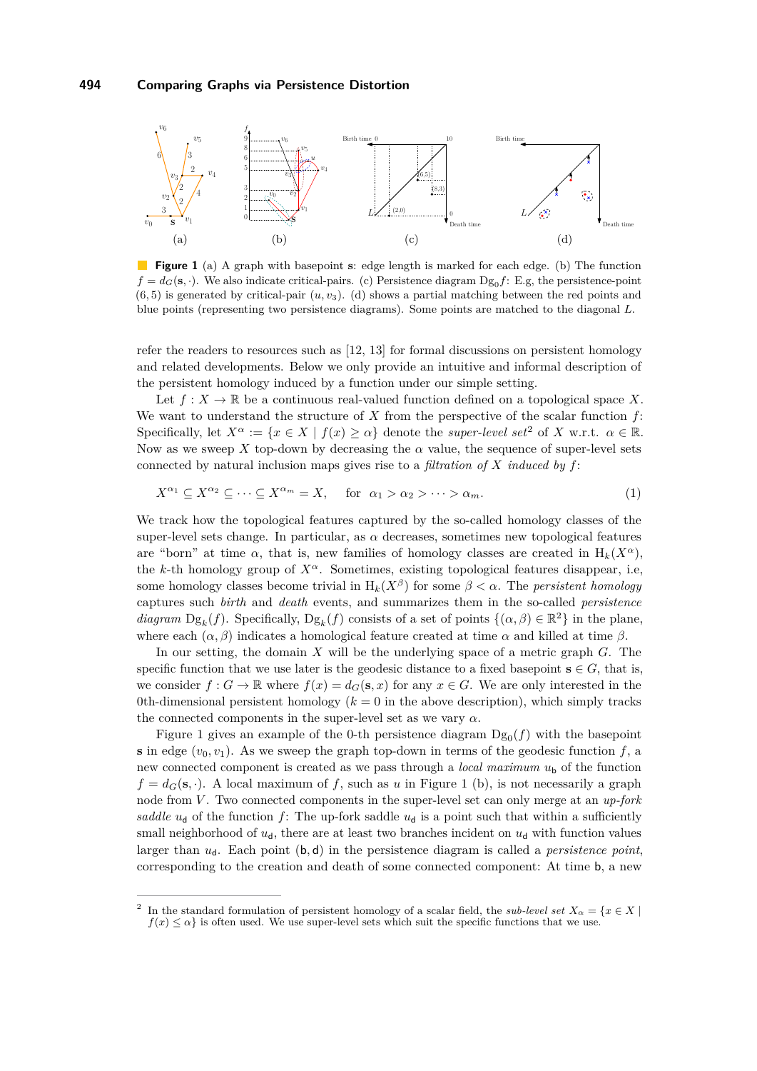**Figure 1** (a) A graph with basepoint $\mathbf{s}$: edge length is marked for each edge. (b) The function $f = d_G(\mathbf{s}, \cdot)$. We also indicate critical-pairs. (c) Persistence diagram $\mathrm{Dg}_0 f$: E.g, the persistence-point $(6, 5)$ is generated by critical-pair $(u, v_3)$. (d) shows a partial matching between the red points and blue points (representing two persistence diagrams). Some points are matched to the diagonal $L$.

refer the readers to resources such as [12, 13] for formal discussions on persistent homology and related developments. Below we only provide an intuitive and informal description of the persistent homology induced by a function under our simple setting.

Let $f : X \to \mathbb{R}$ be a continuous real-valued function defined on a topological space $X$. We want to understand the structure of $X$ from the perspective of the scalar function $f$: Specifically, let $X^\alpha := \{x \in X \mid f(x) \geq \alpha\}$ denote the *super-level set*[2] of $X$ w.r.t. $\alpha \in \mathbb{R}$. Now as we sweep $X$ top-down by decreasing the $\alpha$ value, the sequence of super-level sets connected by natural inclusion maps gives rise to a *filtration of $X$ induced by $f$*:

$$X^{\alpha_1} \subseteq X^{\alpha_2} \subseteq \cdots \subseteq X^{\alpha_m} = X, \quad \text{for } \alpha_1 > \alpha_2 > \cdots > \alpha_m. \tag{1}$$

We track how the topological features captured by the so-called homology classes of the super-level sets change. In particular, as $\alpha$ decreases, sometimes new topological features are "born" at time $\alpha$, that is, new families of homology classes are created in $\mathrm{H}_k(X^\alpha)$, the $k$-th homology group of $X^\alpha$. Sometimes, existing topological features disappear, i.e, some homology classes become trivial in $\mathrm{H}_k(X^\beta)$ for some $\beta < \alpha$. The *persistent homology* captures such *birth* and *death* events, and summarizes them in the so-called *persistence diagram* $\mathrm{Dg}_k(f)$. Specifically, $\mathrm{Dg}_k(f)$ consists of a set of points $\{(\alpha, \beta) \in \mathbb{R}^2\}$ in the plane, where each $(\alpha, \beta)$ indicates a homological feature created at time $\alpha$ and killed at time $\beta$.

In our setting, the domain $X$ will be the underlying space of a metric graph $G$. The specific function that we use later is the geodesic distance to a fixed basepoint $\mathbf{s} \in G$, that is, we consider $f : G \to \mathbb{R}$ where $f(x) = d_G(\mathbf{s}, x)$ for any $x \in G$. We are only interested in the 0th-dimensional persistent homology ($k = 0$ in the above description), which simply tracks the connected components in the super-level set as we vary $\alpha$.

Figure 1 gives an example of the 0-th persistence diagram $\mathrm{Dg}_0(f)$ with the basepoint $\mathbf{s}$ in edge $(v_0, v_1)$. As we sweep the graph top-down in terms of the geodesic function $f$, a new connected component is created as we pass through a *local maximum* $u_\mathsf{b}$ of the function $f = d_G(\mathbf{s}, \cdot)$. A local maximum of $f$, such as $u$ in Figure 1 (b), is not necessarily a graph node from $V$. Two connected components in the super-level set can only merge at an *up-fork saddle* $u_\mathsf{d}$ of the function $f$: The up-fork saddle $u_\mathsf{d}$ is a point such that within a sufficiently small neighborhood of $u_\mathsf{d}$, there are at least two branches incident on $u_\mathsf{d}$ with function values larger than $u_\mathsf{d}$. Each point $(\mathsf{b}, \mathsf{d})$ in the persistence diagram is called a *persistence point*, corresponding to the creation and death of some connected component: At time $\mathsf{b}$, a new

[2] In the standard formulation of persistent homology of a scalar field, the *sub-level set* $X_\alpha = \{x \in X \mid f(x) \leq \alpha\}$ is often used. We use super-level sets which suit the specific functions that we use.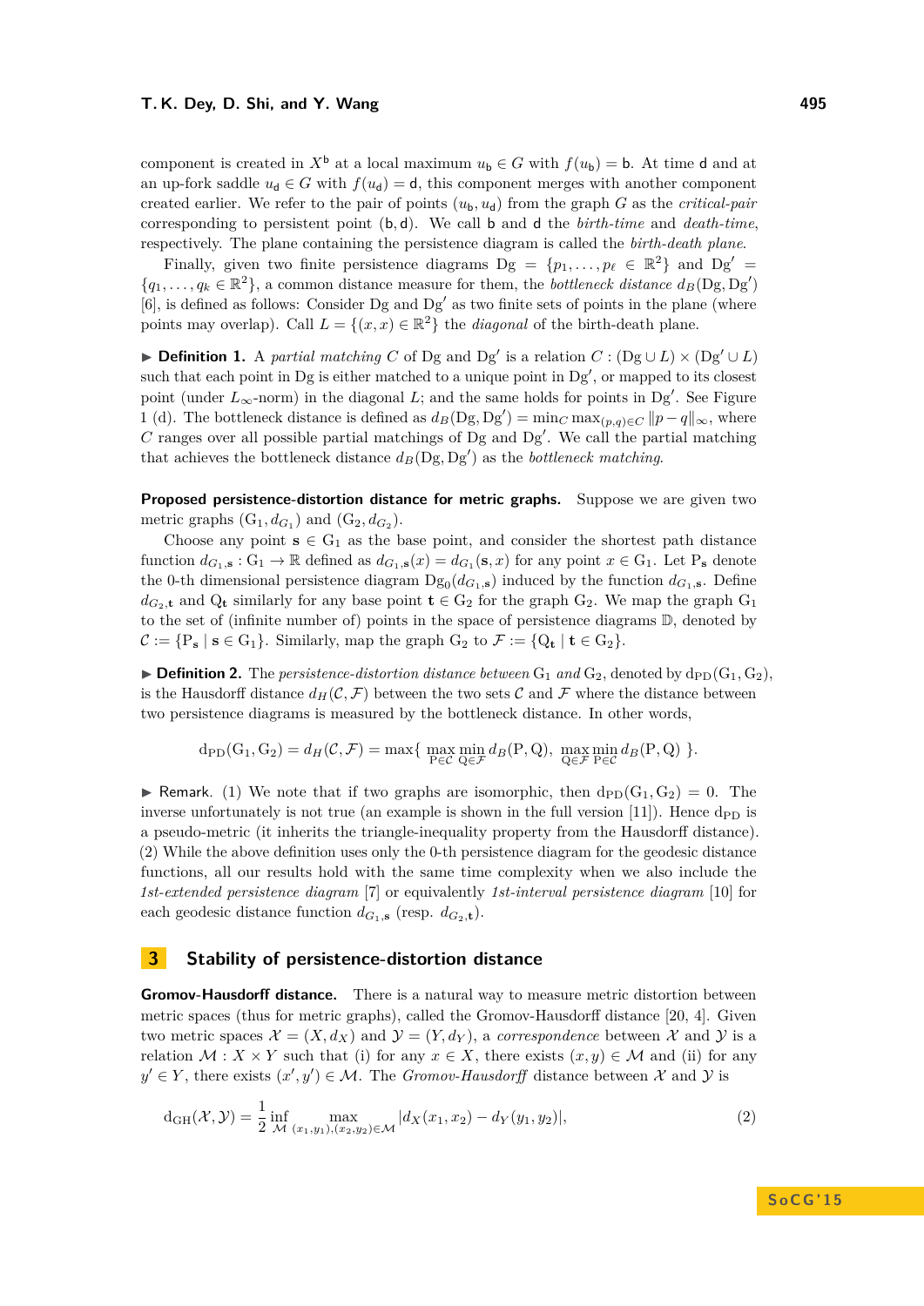component is created in $X^{\mathsf{b}}$ at a local maximum $u_{\mathsf{b}} \in G$ with $f(u_{\mathsf{b}}) = \mathsf{b}$. At time $\mathsf{d}$ and at an up-fork saddle $u_{\mathsf{d}} \in G$ with $f(u_{\mathsf{d}}) = \mathsf{d}$, this component merges with another component created earlier. We refer to the pair of points $(u_{\mathsf{b}}, u_{\mathsf{d}})$ from the graph $G$ as the *critical-pair* corresponding to persistent point $(\mathsf{b}, \mathsf{d})$. We call $\mathsf{b}$ and $\mathsf{d}$ the *birth-time* and *death-time*, respectively. The plane containing the persistence diagram is called the *birth-death plane*.

Finally, given two finite persistence diagrams $\mathrm{Dg} = \{p_1, \ldots, p_\ell \in \mathbb{R}^2\}$ and $\mathrm{Dg}' = \{q_1, \ldots, q_k \in \mathbb{R}^2\}$, a common distance measure for them, the *bottleneck distance* $d_B(\mathrm{Dg}, \mathrm{Dg}')$ [6], is defined as follows: Consider $\mathrm{Dg}$ and $\mathrm{Dg}'$ as two finite sets of points in the plane (where points may overlap). Call $L = \{(x, x) \in \mathbb{R}^2\}$ the *diagonal* of the birth-death plane.

▶ **Definition 1.** A *partial matching* $C$ of $\mathrm{Dg}$ and $\mathrm{Dg}'$ is a relation $C : (\mathrm{Dg} \cup L) \times (\mathrm{Dg}' \cup L)$ such that each point in $\mathrm{Dg}$ is either matched to a unique point in $\mathrm{Dg}'$, or mapped to its closest point (under $L_\infty$-norm) in the diagonal $L$; and the same holds for points in $\mathrm{Dg}'$. See Figure 1 (d). The bottleneck distance is defined as $d_B(\mathrm{Dg}, \mathrm{Dg}') = \min_C \max_{(p,q) \in C} \|p - q\|_\infty$, where $C$ ranges over all possible partial matchings of $\mathrm{Dg}$ and $\mathrm{Dg}'$. We call the partial matching that achieves the bottleneck distance $d_B(\mathrm{Dg}, \mathrm{Dg}')$ as the *bottleneck matching*.

**Proposed persistence-distortion distance for metric graphs.** Suppose we are given two metric graphs $(\mathrm{G}_1, d_{G_1})$ and $(\mathrm{G}_2, d_{G_2})$.

Choose any point $\mathbf{s} \in \mathrm{G}_1$ as the base point, and consider the shortest path distance function $d_{G_1,\mathbf{s}} : \mathrm{G}_1 \to \mathbb{R}$ defined as $d_{G_1,\mathbf{s}}(x) = d_{G_1}(\mathbf{s}, x)$ for any point $x \in \mathrm{G}_1$. Let $\mathrm{P}_\mathbf{s}$ denote the 0-th dimensional persistence diagram $\mathrm{Dg}_0(d_{G_1,\mathbf{s}})$ induced by the function $d_{G_1,\mathbf{s}}$. Define $d_{G_2,\mathbf{t}}$ and $\mathrm{Q}_\mathbf{t}$ similarly for any base point $\mathbf{t} \in \mathrm{G}_2$ for the graph $\mathrm{G}_2$. We map the graph $\mathrm{G}_1$ to the set of (infinite number of) points in the space of persistence diagrams $\mathbb{D}$, denoted by $\mathcal{C} := \{\mathrm{P}_\mathbf{s} \mid \mathbf{s} \in \mathrm{G}_1\}$. Similarly, map the graph $\mathrm{G}_2$ to $\mathcal{F} := \{\mathrm{Q}_\mathbf{t} \mid \mathbf{t} \in \mathrm{G}_2\}$.

▶ **Definition 2.** The *persistence-distortion distance between* $\mathrm{G}_1$ *and* $\mathrm{G}_2$, denoted by $\mathrm{d}_{\mathrm{PD}}(\mathrm{G}_1, \mathrm{G}_2)$, is the Hausdorff distance $d_H(\mathcal{C}, \mathcal{F})$ between the two sets $\mathcal{C}$ and $\mathcal{F}$ where the distance between two persistence diagrams is measured by the bottleneck distance. In other words,

$$\mathrm{d}_{\mathrm{PD}}(\mathrm{G}_1, \mathrm{G}_2) = d_H(\mathcal{C}, \mathcal{F}) = \max\{\ \max_{\mathrm{P} \in \mathcal{C}} \min_{\mathrm{Q} \in \mathcal{F}} d_B(\mathrm{P}, \mathrm{Q}),\ \max_{\mathrm{Q} \in \mathcal{F}} \min_{\mathrm{P} \in \mathcal{C}} d_B(\mathrm{P}, \mathrm{Q})\ \}.$$

▶ Remark. (1) We note that if two graphs are isomorphic, then $\mathrm{d}_{\mathrm{PD}}(\mathrm{G}_1, \mathrm{G}_2) = 0$. The inverse unfortunately is not true (an example is shown in the full version [11]). Hence $\mathrm{d}_{\mathrm{PD}}$ is a pseudo-metric (it inherits the triangle-inequality property from the Hausdorff distance). (2) While the above definition uses only the 0-th persistence diagram for the geodesic distance functions, all our results hold with the same time complexity when we also include the *1st-extended persistence diagram* [7] or equivalently *1st-interval persistence diagram* [10] for each geodesic distance function $d_{G_1,\mathbf{s}}$ (resp. $d_{G_2,\mathbf{t}}$).

## 3 Stability of persistence-distortion distance

**Gromov-Hausdorff distance.** There is a natural way to measure metric distortion between metric spaces (thus for metric graphs), called the Gromov-Hausdorff distance [20, 4]. Given two metric spaces $\mathcal{X} = (X, d_X)$ and $\mathcal{Y} = (Y, d_Y)$, a *correspondence* between $\mathcal{X}$ and $\mathcal{Y}$ is a relation $\mathcal{M} : X \times Y$ such that (i) for any $x \in X$, there exists $(x, y) \in \mathcal{M}$ and (ii) for any $y' \in Y$, there exists $(x', y') \in \mathcal{M}$. The *Gromov-Hausdorff* distance between $\mathcal{X}$ and $\mathcal{Y}$ is

$$\mathrm{d}_{\mathrm{GH}}(\mathcal{X}, \mathcal{Y}) = \frac{1}{2} \inf_{\mathcal{M}} \max_{(x_1,y_1),(x_2,y_2) \in \mathcal{M}} |d_X(x_1, x_2) - d_Y(y_1, y_2)|, \tag{2}$$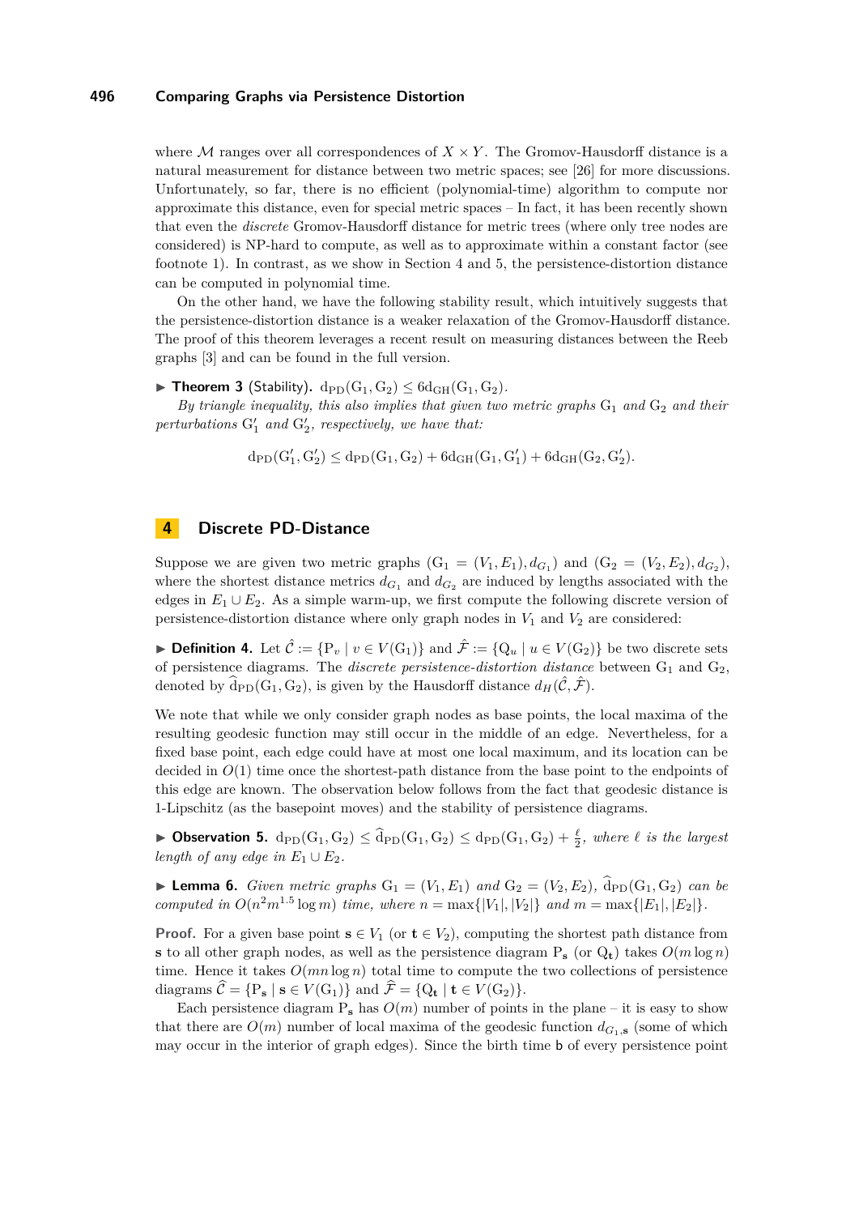where $\mathcal{M}$ ranges over all correspondences of $X \times Y$. The Gromov-Hausdorff distance is a natural measurement for distance between two metric spaces; see [26] for more discussions. Unfortunately, so far, there is no efficient (polynomial-time) algorithm to compute nor approximate this distance, even for special metric spaces – In fact, it has been recently shown that even the *discrete* Gromov-Hausdorff distance for metric trees (where only tree nodes are considered) is NP-hard to compute, as well as to approximate within a constant factor (see footnote 1). In contrast, as we show in Section 4 and 5, the persistence-distortion distance can be computed in polynomial time.

On the other hand, we have the following stability result, which intuitively suggests that the persistence-distortion distance is a weaker relaxation of the Gromov-Hausdorff distance. The proof of this theorem leverages a recent result on measuring distances between the Reeb graphs [3] and can be found in the full version.

▶ **Theorem 3** (Stability). $\mathrm{d_{PD}}(\mathrm{G}_1, \mathrm{G}_2) \leq 6\mathrm{d_{GH}}(\mathrm{G}_1, \mathrm{G}_2)$.

*By triangle inequality, this also implies that given two metric graphs* $\mathrm{G}_1$ *and* $\mathrm{G}_2$ *and their perturbations* $\mathrm{G}_1'$ *and* $\mathrm{G}_2'$*, respectively, we have that:*

$$\mathrm{d_{PD}}(\mathrm{G}_1', \mathrm{G}_2') \leq \mathrm{d_{PD}}(\mathrm{G}_1, \mathrm{G}_2) + 6\mathrm{d_{GH}}(\mathrm{G}_1, \mathrm{G}_1') + 6\mathrm{d_{GH}}(\mathrm{G}_2, \mathrm{G}_2').$$

## 4 Discrete PD-Distance

Suppose we are given two metric graphs $(\mathrm{G}_1 = (V_1, E_1), d_{G_1})$ and $(\mathrm{G}_2 = (V_2, E_2), d_{G_2})$, where the shortest distance metrics $d_{G_1}$ and $d_{G_2}$ are induced by lengths associated with the edges in $E_1 \cup E_2$. As a simple warm-up, we first compute the following discrete version of persistence-distortion distance where only graph nodes in $V_1$ and $V_2$ are considered:

▶ **Definition 4.** Let $\hat{\mathcal{C}} := \{\mathrm{P}_v \mid v \in V(\mathrm{G}_1)\}$ and $\hat{\mathcal{F}} := \{\mathrm{Q}_u \mid u \in V(\mathrm{G}_2)\}$ be two discrete sets of persistence diagrams. The *discrete persistence-distortion distance* between $\mathrm{G}_1$ and $\mathrm{G}_2$, denoted by $\widehat{\mathrm{d}}_{\mathrm{PD}}(\mathrm{G}_1, \mathrm{G}_2)$, is given by the Hausdorff distance $d_H(\hat{\mathcal{C}}, \hat{\mathcal{F}})$.

We note that while we only consider graph nodes as base points, the local maxima of the resulting geodesic function may still occur in the middle of an edge. Nevertheless, for a fixed base point, each edge could have at most one local maximum, and its location can be decided in $O(1)$ time once the shortest-path distance from the base point to the endpoints of this edge are known. The observation below follows from the fact that geodesic distance is 1-Lipschitz (as the basepoint moves) and the stability of persistence diagrams.

▶ **Observation 5.** $\mathrm{d_{PD}}(\mathrm{G}_1, \mathrm{G}_2) \leq \widehat{\mathrm{d}}_{\mathrm{PD}}(\mathrm{G}_1, \mathrm{G}_2) \leq \mathrm{d_{PD}}(\mathrm{G}_1, \mathrm{G}_2) + \frac{\ell}{2}$*, where* $\ell$ *is the largest length of any edge in* $E_1 \cup E_2$.

▶ **Lemma 6.** *Given metric graphs* $\mathrm{G}_1 = (V_1, E_1)$ *and* $\mathrm{G}_2 = (V_2, E_2)$*,* $\widehat{\mathrm{d}}_{\mathrm{PD}}(\mathrm{G}_1, \mathrm{G}_2)$ *can be computed in* $O(n^2 m^{1.5} \log m)$ *time, where* $n = \max\{|V_1|, |V_2|\}$ *and* $m = \max\{|E_1|, |E_2|\}$.

**Proof.** For a given base point $\mathbf{s} \in V_1$ (or $\mathbf{t} \in V_2$), computing the shortest path distance from $\mathbf{s}$ to all other graph nodes, as well as the persistence diagram $\mathrm{P}_\mathbf{s}$ (or $\mathrm{Q}_\mathbf{t}$) takes $O(m \log n)$ time. Hence it takes $O(mn \log n)$ total time to compute the two collections of persistence diagrams $\widehat{\mathcal{C}} = \{\mathrm{P}_\mathbf{s} \mid \mathbf{s} \in V(\mathrm{G}_1)\}$ and $\widehat{\mathcal{F}} = \{\mathrm{Q}_\mathbf{t} \mid \mathbf{t} \in V(\mathrm{G}_2)\}$.

Each persistence diagram $\mathrm{P}_\mathbf{s}$ has $O(m)$ number of points in the plane – it is easy to show that there are $O(m)$ number of local maxima of the geodesic function $d_{G_1,\mathbf{s}}$ (some of which may occur in the interior of graph edges). Since the birth time $\mathsf{b}$ of every persistence point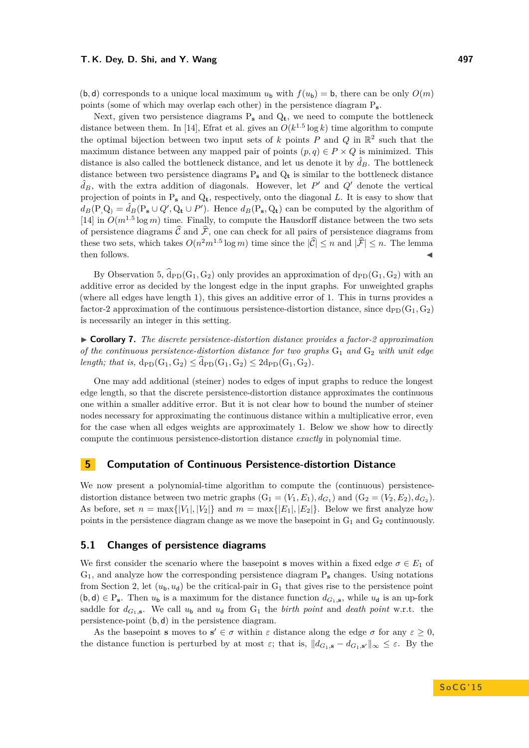$(\mathsf{b}, \mathsf{d})$ corresponds to a unique local maximum $u_\mathsf{b}$ with $f(u_\mathsf{b}) = \mathsf{b}$, there can be only $O(m)$ points (some of which may overlap each other) in the persistence diagram $\mathrm{P}_\mathbf{s}$.

Next, given two persistence diagrams $\mathrm{P}_\mathbf{s}$ and $\mathrm{Q}_\mathbf{t}$, we need to compute the bottleneck distance between them. In [14], Efrat et al. gives an $O(k^{1.5} \log k)$ time algorithm to compute the optimal bijection between two input sets of $k$ points $P$ and $Q$ in $\mathbb{R}^2$ such that the maximum distance between any mapped pair of points $(p, q) \in P \times Q$ is minimized. This distance is also called the bottleneck distance, and let us denote it by $\hat{d}_B$. The bottleneck distance between two persistence diagrams $\mathrm{P}_\mathbf{s}$ and $\mathrm{Q}_\mathbf{t}$ is similar to the bottleneck distance $\hat{d}_B$, with the extra addition of diagonals. However, let $P'$ and $Q'$ denote the vertical projection of points in $\mathrm{P}_\mathbf{s}$ and $\mathrm{Q}_\mathbf{t}$, respectively, onto the diagonal $L$. It is easy to show that $d_B(\mathrm{P}_,\mathrm{Q}_) = \hat{d}_B(\mathrm{P}_\mathbf{s} \cup Q', \mathrm{Q}_\mathbf{t} \cup P')$. Hence $d_B(\mathrm{P}_\mathbf{s}, \mathrm{Q}_\mathbf{t})$ can be computed by the algorithm of [14] in $O(m^{1.5} \log m)$ time. Finally, to compute the Hausdorff distance between the two sets of persistence diagrams $\widehat{\mathcal{C}}$ and $\widehat{\mathcal{F}}$, one can check for all pairs of persistence diagrams from these two sets, which takes $O(n^2 m^{1.5} \log m)$ time since the $|\widehat{\mathcal{C}}| \le n$ and $|\widehat{\mathcal{F}}| \le n$. The lemma then follows. ◀

By Observation 5, $\widehat{\mathrm{d}}_{\mathrm{PD}}(\mathrm{G}_1, \mathrm{G}_2)$ only provides an approximation of $\mathrm{d}_{\mathrm{PD}}(\mathrm{G}_1, \mathrm{G}_2)$ with an additive error as decided by the longest edge in the input graphs. For unweighted graphs (where all edges have length 1), this gives an additive error of 1. This in turns provides a factor-2 approximation of the continuous persistence-distortion distance, since $\mathrm{d}_{\mathrm{PD}}(\mathrm{G}_1, \mathrm{G}_2)$ is necessarily an integer in this setting.

▶ **Corollary 7.** *The discrete persistence-distortion distance provides a factor-2 approximation of the continuous persistence-distortion distance for two graphs $\mathrm{G}_1$ and $\mathrm{G}_2$ with unit edge length; that is,* $\mathrm{d}_{\mathrm{PD}}(\mathrm{G}_1, \mathrm{G}_2) \le \widehat{\mathrm{d}}_{\mathrm{PD}}(\mathrm{G}_1, \mathrm{G}_2) \le 2\mathrm{d}_{\mathrm{PD}}(\mathrm{G}_1, \mathrm{G}_2)$.

One may add additional (steiner) nodes to edges of input graphs to reduce the longest edge length, so that the discrete persistence-distortion distance approximates the continuous one within a smaller additive error. But it is not clear how to bound the number of steiner nodes necessary for approximating the continuous distance within a multiplicative error, even for the case when all edges weights are approximately 1. Below we show how to directly compute the continuous persistence-distortion distance *exactly* in polynomial time.

## 5 Computation of Continuous Persistence-distortion Distance

We now present a polynomial-time algorithm to compute the (continuous) persistence-distortion distance between two metric graphs $(\mathrm{G}_1 = (V_1, E_1), d_{G_1})$ and $(\mathrm{G}_2 = (V_2, E_2), d_{G_2})$. As before, set $n = \max\{|V_1|, |V_2|\}$ and $m = \max\{|E_1|, |E_2|\}$. Below we first analyze how points in the persistence diagram change as we move the basepoint in $\mathrm{G}_1$ and $\mathrm{G}_2$ continuously.

### 5.1 Changes of persistence diagrams

We first consider the scenario where the basepoint $\mathbf{s}$ moves within a fixed edge $\sigma \in E_1$ of $\mathrm{G}_1$, and analyze how the corresponding persistence diagram $\mathrm{P}_\mathbf{s}$ changes. Using notations from Section 2, let $(u_\mathsf{b}, u_\mathsf{d})$ be the critical-pair in $\mathrm{G}_1$ that gives rise to the persistence point $(\mathsf{b}, \mathsf{d}) \in \mathrm{P}_\mathbf{s}$. Then $u_\mathsf{b}$ is a maximum for the distance function $d_{G_1,\mathbf{s}}$, while $u_\mathsf{d}$ is an up-fork saddle for $d_{G_1,\mathbf{s}}$. We call $u_\mathsf{b}$ and $u_\mathsf{d}$ from $\mathrm{G}_1$ the *birth point* and *death point* w.r.t. the persistence-point $(\mathsf{b}, \mathsf{d})$ in the persistence diagram.

As the basepoint $\mathbf{s}$ moves to $\mathbf{s}' \in \sigma$ within $\varepsilon$ distance along the edge $\sigma$ for any $\varepsilon \ge 0$, the distance function is perturbed by at most $\varepsilon$; that is, $\|d_{G_1,\mathbf{s}} - d_{G_1,\mathbf{s}'}\|_\infty \le \varepsilon$. By the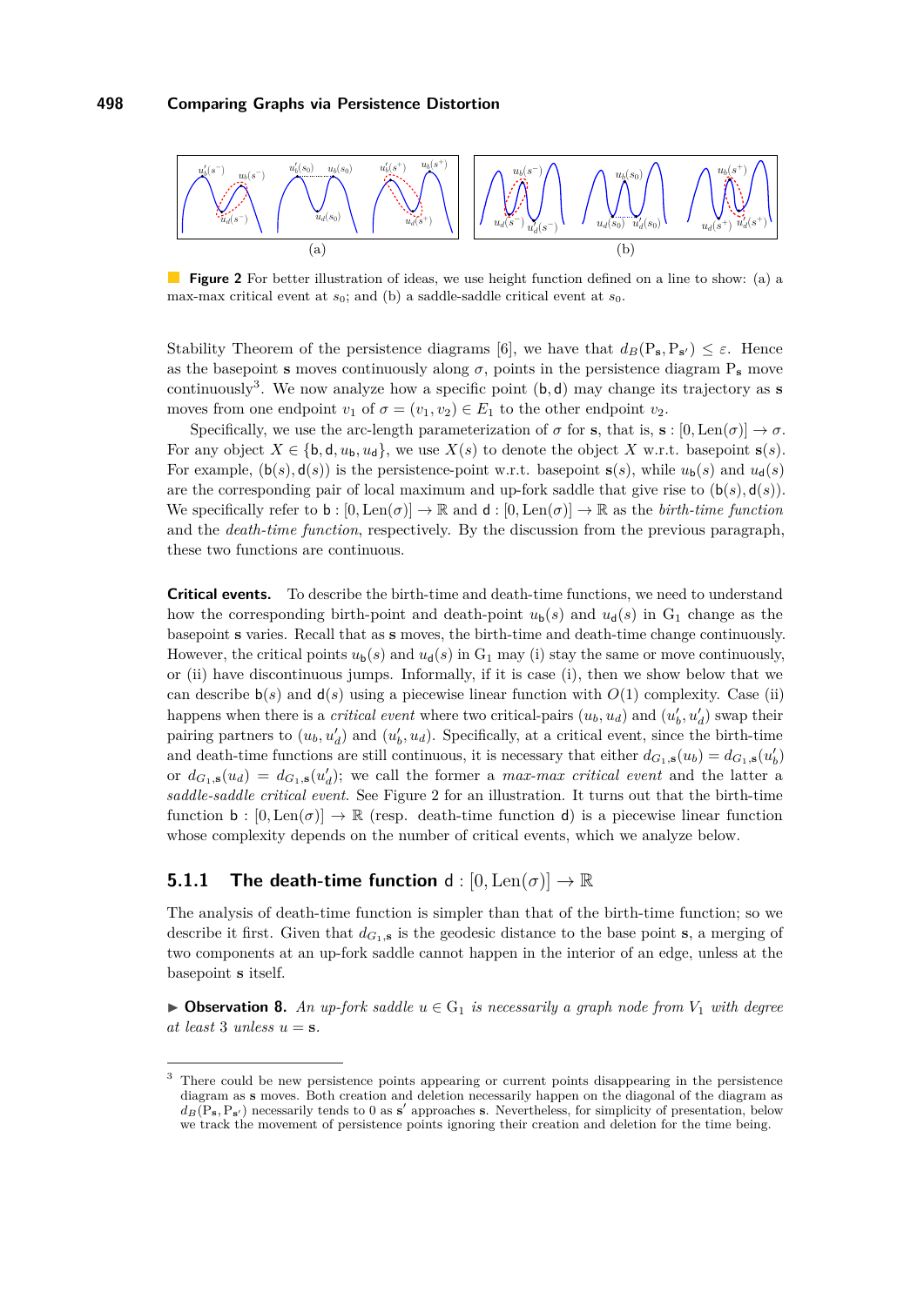**Figure 2** For better illustration of ideas, we use height function defined on a line to show: (a) a max-max critical event on $s_0$; and (b) a saddle-saddle critical event at $s_0$.

Stability Theorem of the persistence diagrams [6], we have that $d_B(\mathrm{P}_{\mathbf{s}}, \mathrm{P}_{\mathbf{s}'}) \leq \varepsilon$. Hence as the basepoint $\mathbf{s}$ moves continuously along $\sigma$, points in the persistence diagram $\mathrm{P}_{\mathbf{s}}$ move continuously[3]. We now analyze how a specific point $(\mathsf{b}, \mathsf{d})$ may change its trajectory as $\mathbf{s}$ moves from one endpoint $v_1$ of $\sigma = (v_1, v_2) \in E_1$ to the other endpoint $v_2$.

Specifically, we use the arc-length parameterization of $\sigma$ for $\mathbf{s}$, that is, $\mathbf{s} : [0, \mathrm{Len}(\sigma)] \to \sigma$. For any object $X \in \{\mathsf{b}, \mathsf{d}, u_{\mathsf{b}}, u_{\mathsf{d}}\}$, we use $X(s)$ to denote the object $X$ w.r.t. basepoint $\mathbf{s}(s)$. For example, $(\mathsf{b}(s), \mathsf{d}(s))$ is the persistence-point w.r.t. basepoint $\mathbf{s}(s)$, while $u_{\mathsf{b}}(s)$ and $u_{\mathsf{d}}(s)$ are the corresponding pair of local maximum and up-fork saddle that give rise to $(\mathsf{b}(s), \mathsf{d}(s))$. We specifically refer to $\mathsf{b} : [0, \mathrm{Len}(\sigma)] \to \mathbb{R}$ and $\mathsf{d} : [0, \mathrm{Len}(\sigma)] \to \mathbb{R}$ as the *birth-time function* and the *death-time function*, respectively. By the discussion from the previous paragraph, these two functions are continuous.

**Critical events.** To describe the birth-time and death-time functions, we need to understand how the corresponding birth-point and death-point $u_{\mathsf{b}}(s)$ and $u_{\mathsf{d}}(s)$ in $\mathrm{G}_1$ change as the basepoint $\mathbf{s}$ varies. Recall that as $\mathbf{s}$ moves, the birth-time and death-time change continuously. However, the critical points $u_{\mathsf{b}}(s)$ and $u_{\mathsf{d}}(s)$ in $\mathrm{G}_1$ may (i) stay the same or move continuously, or (ii) have discontinuous jumps. Informally, if it is case (i), then we show below that we can describe $\mathsf{b}(s)$ and $\mathsf{d}(s)$ using a piecewise linear function with $O(1)$ complexity. Case (ii) happens when there is a *critical event* where two critical-pairs $(u_b, u_d)$ and $(u'_b, u'_d)$ swap their pairing partners to $(u_b, u'_d)$ and $(u'_b, u_d)$. Specifically, at a critical event, since the birth-time and death-time functions are still continuous, it is necessary that either $d_{G_1,\mathbf{s}}(u_b) = d_{G_1,\mathbf{s}}(u'_b)$ or $d_{G_1,\mathbf{s}}(u_d) = d_{G_1,\mathbf{s}}(u'_d)$; we call the former a *max-max critical event* and the latter a *saddle-saddle critical event*. See Figure 2 for an illustration. It turns out that the birth-time function $\mathsf{b} : [0, \mathrm{Len}(\sigma)] \to \mathbb{R}$ (resp. death-time function $\mathsf{d}$) is a piecewise linear function whose complexity depends on the number of critical events, which we analyze below.

### 5.1.1 The death-time function $\mathsf{d} : [0, \mathrm{Len}(\sigma)] \to \mathbb{R}$

The analysis of death-time function is simpler than that of the birth-time function; so we describe it first. Given that $d_{G_1,\mathbf{s}}$ is the geodesic distance to the base point $\mathbf{s}$, a merging of two components at an up-fork saddle cannot happen in the interior of an edge, unless at the basepoint $\mathbf{s}$ itself.

▶ **Observation 8.** *An up-fork saddle $u \in \mathrm{G}_1$ is necessarily a graph node from $V_1$ with degree at least 3 unless $u = \mathbf{s}$.*

[3] There could be new persistence points appearing or current points disappearing in the persistence diagram as $\mathbf{s}$ moves. Both creation and deletion necessarily happen on the diagonal of the diagram as $d_B(\mathrm{P}_{\mathbf{s}}, \mathrm{P}_{\mathbf{s}'})$ necessarily tends to 0 as $\mathbf{s}'$ approaches $\mathbf{s}$. Nevertheless, for simplicity of presentation, below we track the movement of persistence points ignoring their creation and deletion for the time being.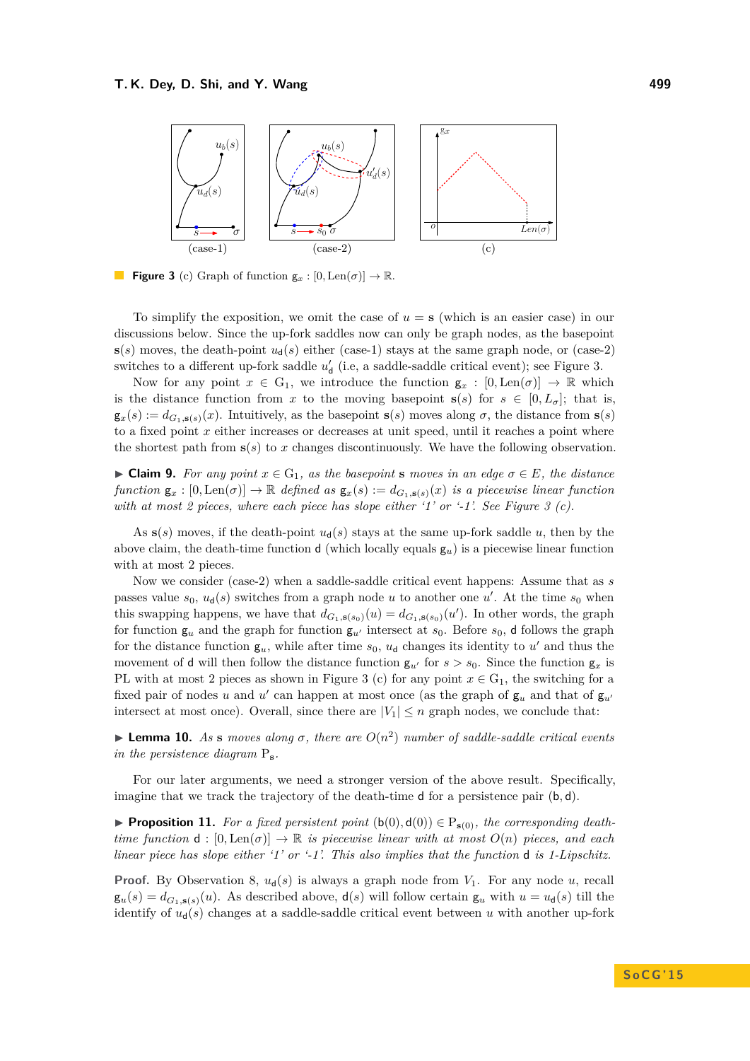**Figure 3** (c) Graph of function $\mathsf{g}_x : [0, \mathrm{Len}(\sigma)] \to \mathbb{R}$.

To simplify the exposition, we omit the case of $u = \mathbf{s}$ (which is an easier case) in our discussions below. Since the up-fork saddles now can only be graph nodes, as the basepoint $\mathbf{s}(s)$ moves, the death-point $u_{\mathsf{d}}(s)$ either (case-1) stays at the same graph node, or (case-2) switches to a different up-fork saddle $u'_{\mathsf{d}}$ (i.e, a saddle-saddle critical event); see Figure 3.

Now for any point $x \in \mathrm{G}_1$, we introduce the function $\mathsf{g}_x : [0, \mathrm{Len}(\sigma)] \to \mathbb{R}$ which is the distance function from $x$ to the moving basepoint $\mathbf{s}(s)$ for $s \in [0, L_\sigma]$; that is, $\mathsf{g}_x(s) := d_{G_1, \mathbf{s}(s)}(x)$. Intuitively, as the basepoint $\mathbf{s}(s)$ moves along $\sigma$, the distance from $\mathbf{s}(s)$ to a fixed point $x$ either increases or decreases at unit speed, until it reaches a point where the shortest path from $\mathbf{s}(s)$ to $x$ changes discontinuously. We have the following observation.

▶ **Claim 9.** *For any point $x \in \mathrm{G}_1$, as the basepoint $\mathbf{s}$ moves in an edge $\sigma \in E$, the distance function $\mathsf{g}_x : [0, \mathrm{Len}(\sigma)] \to \mathbb{R}$ defined as $\mathsf{g}_x(s) := d_{G_1, \mathbf{s}(s)}(x)$ is a piecewise linear function with at most 2 pieces, where each piece has slope either '1' or '-1'. See Figure 3 (c).*

As $\mathbf{s}(s)$ moves, if the death-point $u_{\mathsf{d}}(s)$ stays at the same up-fork saddle $u$, then by the above claim, the death-time function $\mathsf{d}$ (which locally equals $\mathsf{g}_u$) is a piecewise linear function with at most 2 pieces.

Now we consider (case-2) when a saddle-saddle critical event happens: Assume that as $s$ passes value $s_0$, $u_{\mathsf{d}}(s)$ switches from a graph node $u$ to another one $u'$. At the time $s_0$ when this swapping happens, we have that $d_{G_1, \mathbf{s}(s_0)}(u) = d_{G_1, \mathbf{s}(s_0)}(u')$. In other words, the graph for function $\mathsf{g}_u$ and the graph for function $\mathsf{g}_{u'}$ intersect at $s_0$. Before $s_0$, $\mathsf{d}$ follows the graph for the distance function $\mathsf{g}_u$, while after time $s_0$, $u_{\mathsf{d}}$ changes its identity to $u'$ and thus the movement of $\mathsf{d}$ will then follow the distance function $\mathsf{g}_{u'}$ for $s > s_0$. Since the function $\mathsf{g}_x$ is PL with at most 2 pieces as shown in Figure 3 (c) for any point $x \in \mathrm{G}_1$, the switching for a fixed pair of nodes $u$ and $u'$ can happen at most once (as the graph of $\mathsf{g}_u$ and that of $\mathsf{g}_{u'}$ intersect at most once). Overall, since there are $|V_1| \leq n$ graph nodes, we conclude that:

▶ **Lemma 10.** *As $\mathbf{s}$ moves along $\sigma$, there are $O(n^2)$ number of saddle-saddle critical events in the persistence diagram $\mathrm{P}_{\mathbf{s}}$.*

For our later arguments, we need a stronger version of the above result. Specifically, imagine that we track the trajectory of the death-time $\mathsf{d}$ for a persistence pair $(\mathsf{b}, \mathsf{d})$.

▶ **Proposition 11.** *For a fixed persistent point $(\mathsf{b}(0), \mathsf{d}(0)) \in \mathrm{P}_{\mathbf{s}(0)}$, the corresponding death-time function $\mathsf{d} : [0, \mathrm{Len}(\sigma)] \to \mathbb{R}$ is piecewise linear with at most $O(n)$ pieces, and each linear piece has slope either '1' or '-1'. This also implies that the function $\mathsf{d}$ is 1-Lipschitz.*

**Proof.** By Observation 8, $u_{\mathsf{d}}(s)$ is always a graph node from $V_1$. For any node $u$, recall $\mathsf{g}_u(s) = d_{G_1, \mathbf{s}(s)}(u)$. As described above, $\mathsf{d}(s)$ will follow certain $\mathsf{g}_u$ with $u = u_{\mathsf{d}}(s)$ till the identify of $u_{\mathsf{d}}(s)$ changes at a saddle-saddle critical event between $u$ with another up-fork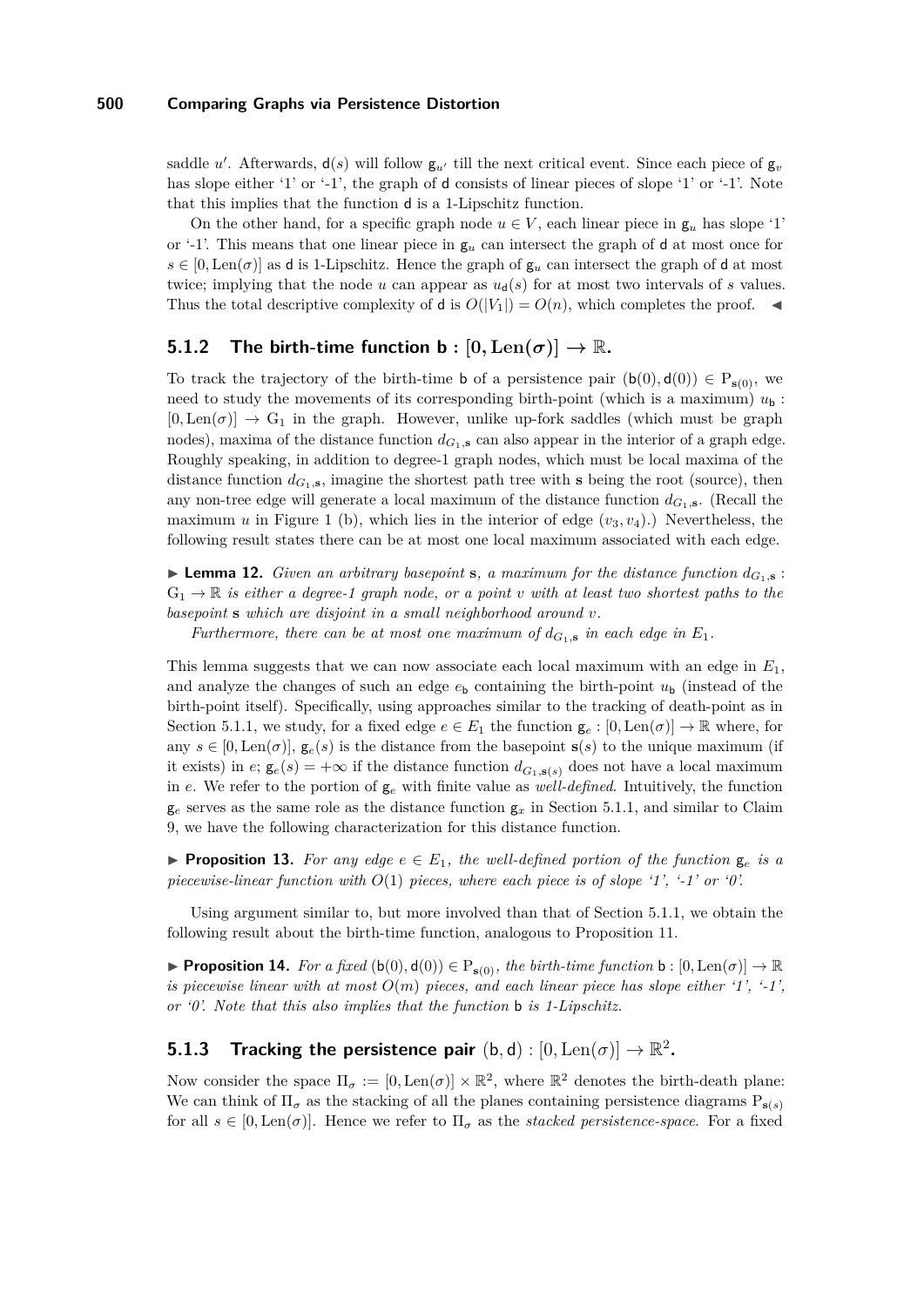saddle $u'$. Afterwards, $\mathsf{d}(s)$ will follow $\mathsf{g}_{u'}$ till the next critical event. Since each piece of $\mathsf{g}_v$ has slope either '1' or '-1', the graph of $\mathsf{d}$ consists of linear pieces of slope '1' or '-1'. Note that this implies that the function $\mathsf{d}$ is a 1-Lipschitz function.

On the other hand, for a specific graph node $u \in V$, each linear piece in $\mathsf{g}_u$ has slope '1' or '-1'. This means that one linear piece in $\mathsf{g}_u$ can intersect the graph of $\mathsf{d}$ at most once for $s \in [0, \mathrm{Len}(\sigma)]$ as $\mathsf{d}$ is 1-Lipschitz. Hence the graph of $\mathsf{g}_u$ can intersect the graph of $\mathsf{d}$ at most twice; implying that the node $u$ can appear as $u_{\mathsf{d}}(s)$ for at most two intervals of $s$ values. Thus the total descriptive complexity of $\mathsf{d}$ is $O(|V_1|) = O(n)$, which completes the proof. ◀

### 5.1.2 The birth-time function $\mathsf{b} : [0, \mathrm{Len}(\sigma)] \to \mathbb{R}$.

To track the trajectory of the birth-time $\mathsf{b}$ of a persistence pair $(\mathsf{b}(0), \mathsf{d}(0)) \in \mathrm{P}_{\mathbf{s}(0)}$, we need to study the movements of its corresponding birth-point (which is a maximum) $u_{\mathsf{b}} : [0, \mathrm{Len}(\sigma)] \to \mathrm{G}_1$ in the graph. However, unlike up-fork saddles (which must be graph nodes), maxima of the distance function $d_{G_1, \mathbf{s}}$ can also appear in the interior of a graph edge. Roughly speaking, in addition to degree-1 graph nodes, which must be local maxima of the distance function $d_{G_1, \mathbf{s}}$, imagine the shortest path tree with $\mathbf{s}$ being the root (source), then any non-tree edge will generate a local maximum of the distance function $d_{G_1, \mathbf{s}}$. (Recall the maximum $u$ in Figure 1 (b), which lies in the interior of edge $(v_3, v_4)$.) Nevertheless, the following result states there can be at most one local maximum associated with each edge.

▶ **Lemma 12.** *Given an arbitrary basepoint $\mathbf{s}$, a maximum for the distance function $d_{G_1, \mathbf{s}} : \mathrm{G}_1 \to \mathbb{R}$ is either a degree-1 graph node, or a point $v$ with at least two shortest paths to the basepoint $\mathbf{s}$ which are disjoint in a small neighborhood around $v$.*

*Furthermore, there can be at most one maximum of $d_{G_1, \mathbf{s}}$ in each edge in $E_1$.*

This lemma suggests that we can now associate each local maximum with an edge in $E_1$, and analyze the changes of such an edge $e_{\mathsf{b}}$ containing the birth-point $u_{\mathsf{b}}$ (instead of the birth-point itself). Specifically, using approaches similar to the tracking of death-point as in Section 5.1.1, we study, for a fixed edge $e \in E_1$ the function $\mathsf{g}_e : [0, \mathrm{Len}(\sigma)] \to \mathbb{R}$ where, for any $s \in [0, \mathrm{Len}(\sigma)]$, $\mathsf{g}_e(s)$ is the distance from the basepoint $\mathbf{s}(s)$ to the unique maximum (if it exists) in $e$; $\mathsf{g}_e(s) = +\infty$ if the distance function $d_{G_1, \mathbf{s}(s)}$ does not have a local maximum in $e$. We refer to the portion of $\mathsf{g}_e$ with finite value as *well-defined*. Intuitively, the function $\mathsf{g}_e$ serves as the same role as the distance function $\mathsf{g}_x$ in Section 5.1.1, and similar to Claim 9, we have the following characterization for this distance function.

▶ **Proposition 13.** *For any edge $e \in E_1$, the well-defined portion of the function $\mathsf{g}_e$ is a piecewise-linear function with $O(1)$ pieces, where each piece is of slope '1', '-1' or '0'.*

Using argument similar to, but more involved than that of Section 5.1.1, we obtain the following result about the birth-time function, analogous to Proposition 11.

▶ **Proposition 14.** *For a fixed $(\mathsf{b}(0), \mathsf{d}(0)) \in \mathrm{P}_{\mathbf{s}(0)}$, the birth-time function $\mathsf{b} : [0, \mathrm{Len}(\sigma)] \to \mathbb{R}$ is piecewise linear with at most $O(m)$ pieces, and each linear piece has slope either '1', '-1', or '0'. Note that this also implies that the function $\mathsf{b}$ is 1-Lipschitz.*

### 5.1.3 Tracking the persistence pair $(\mathsf{b}, \mathsf{d}) : [0, \mathrm{Len}(\sigma)] \to \mathbb{R}^2$.

Now consider the space $\Pi_\sigma := [0, \mathrm{Len}(\sigma)] \times \mathbb{R}^2$, where $\mathbb{R}^2$ denotes the birth-death plane: We can think of $\Pi_\sigma$ as the stacking of all the planes containing persistence diagrams $\mathrm{P}_{\mathbf{s}(s)}$ for all $s \in [0, \mathrm{Len}(\sigma)]$. Hence we refer to $\Pi_\sigma$ as the *stacked persistence-space*. For a fixed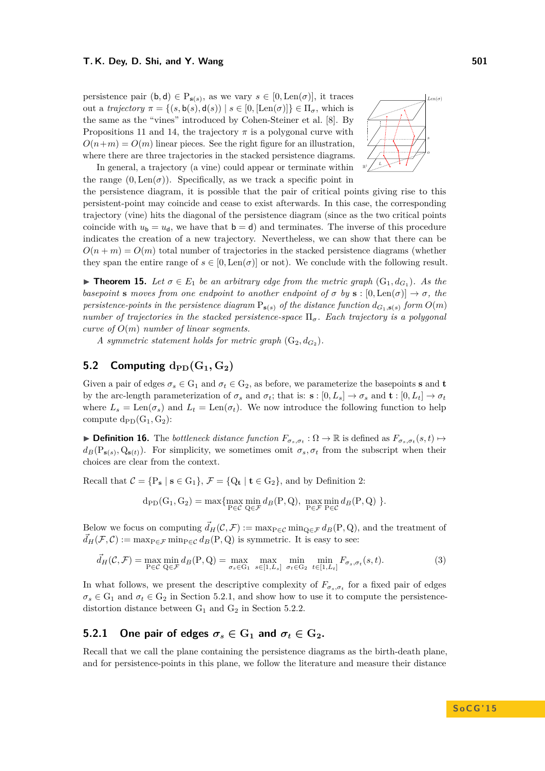persistence pair $(\mathsf{b}, \mathsf{d}) \in \mathrm{P}_{\mathbf{s}(s)}$, as we vary $s \in [0, \mathrm{Len}(\sigma)]$, it traces out a *trajectory* $\pi = \{(s, \mathsf{b}(s), \mathsf{d}(s)) \mid s \in [0, [\mathrm{Len}(\sigma)]\} \in \Pi_\sigma$, which is the same as the "vines" introduced by Cohen-Steiner et al. [8]. By Propositions 11 and 14, the trajectory $\pi$ is a polygonal curve with $O(n+m) = O(m)$ linear pieces. See the right figure for an illustration, where there are three trajectories in the stacked persistence diagrams.

In general, a trajectory (a vine) could appear or terminate within the range $(0, \mathrm{Len}(\sigma))$. Specifically, as we track a specific point in the persistence diagram, it is possible that the pair of critical points giving rise to this persistent-point may coincide and cease to exist afterwards. In this case, the corresponding trajectory (vine) hits the diagonal of the persistence diagram (since as the two critical points coincide with $u_\mathsf{b} = u_\mathsf{d}$, we have that $\mathsf{b} = \mathsf{d}$) and terminates. The inverse of this procedure indicates the creation of a new trajectory. Nevertheless, we can show that there can be $O(n + m) = O(m)$ total number of trajectories in the stacked persistence diagrams (whether they span the entire range of $s \in [0, \mathrm{Len}(\sigma)]$ or not). We conclude with the following result.

▶ **Theorem 15.** *Let $\sigma \in E_1$ be an arbitrary edge from the metric graph $(\mathrm{G}_1, d_{\mathrm{G}_1})$. As the basepoint $\mathbf{s}$ moves from one endpoint to another endpoint of $\sigma$ by $\mathbf{s} : [0, \mathrm{Len}(\sigma)] \to \sigma$, the persistence-points in the persistence diagram $\mathrm{P}_{\mathbf{s}(s)}$ of the distance function $d_{\mathrm{G}_1, \mathbf{s}(s)}$ form $O(m)$ number of trajectories in the stacked persistence-space $\Pi_\sigma$. Each trajectory is a polygonal curve of $O(m)$ number of linear segments.*

*A symmetric statement holds for metric graph $(\mathrm{G}_2, d_{\mathrm{G}_2})$.*

## 5.2 Computing $\mathrm{d_{PD}}(\mathrm{G}_1, \mathrm{G}_2)$

Given a pair of edges $\sigma_s \in \mathrm{G}_1$ and $\sigma_t \in \mathrm{G}_2$, as before, we parameterize the basepoints $\mathbf{s}$ and $\mathbf{t}$ by the arc-length parameterization of $\sigma_s$ and $\sigma_t$; that is: $\mathbf{s} : [0, L_s] \to \sigma_s$ and $\mathbf{t} : [0, L_t] \to \sigma_t$ where $L_s = \mathrm{Len}(\sigma_s)$ and $L_t = \mathrm{Len}(\sigma_t)$. We now introduce the following function to help compute $\mathrm{d_{PD}}(\mathrm{G}_1, \mathrm{G}_2)$:

▶ **Definition 16.** The *bottleneck distance function* $F_{\sigma_s, \sigma_t} : \Omega \to \mathbb{R}$ is defined as $F_{\sigma_s, \sigma_t}(s, t) \mapsto d_B(\mathrm{P}_{\mathbf{s}(s)}, \mathrm{Q}_{\mathbf{s}(t)})$. For simplicity, we sometimes omit $\sigma_s, \sigma_t$ from the subscript when their choices are clear from the context.

Recall that $\mathcal{C} = \{\mathrm{P}_\mathbf{s} \mid \mathbf{s} \in \mathrm{G}_1\}$, $\mathcal{F} = \{\mathrm{Q}_\mathbf{t} \mid \mathbf{t} \in \mathrm{G}_2\}$, and by Definition 2:

$$\mathrm{d_{PD}}(\mathrm{G}_1, \mathrm{G}_2) = \max\{\max_{\mathrm{P} \in \mathcal{C}} \min_{\mathrm{Q} \in \mathcal{F}} d_B(\mathrm{P}, \mathrm{Q}),\ \max_{\mathrm{P} \in \mathcal{F}} \min_{\mathrm{P} \in \mathcal{C}} d_B(\mathrm{P}, \mathrm{Q})\ \}.$$

Below we focus on computing $\vec{d}_H(\mathcal{C}, \mathcal{F}) := \max_{\mathrm{P} \in \mathcal{C}} \min_{\mathrm{Q} \in \mathcal{F}} d_B(\mathrm{P}, \mathrm{Q})$, and the treatment of $\vec{d}_H(\mathcal{F}, \mathcal{C}) := \max_{\mathrm{P} \in \mathcal{F}} \min_{\mathrm{P} \in \mathcal{C}} d_B(\mathrm{P}, \mathrm{Q})$ is symmetric. It is easy to see:

$$\vec{d}_H(\mathcal{C}, \mathcal{F}) = \max_{\mathrm{P} \in \mathcal{C}} \min_{\mathrm{Q} \in \mathcal{F}} d_B(\mathrm{P}, \mathrm{Q}) = \max_{\sigma_s \in \mathrm{G}_1} \max_{s \in [1, L_s]} \min_{\sigma_t \in \mathrm{G}_2} \min_{t \in [1, L_t]} F_{\sigma_s, \sigma_t}(s, t). \tag{3}$$

In what follows, we present the descriptive complexity of $F_{\sigma_s, \sigma_t}$ for a fixed pair of edges $\sigma_s \in \mathrm{G}_1$ and $\sigma_t \in \mathrm{G}_2$ in Section 5.2.1, and show how to use it to compute the persistence-distortion distance between $\mathrm{G}_1$ and $\mathrm{G}_2$ in Section 5.2.2.

### 5.2.1 One pair of edges $\sigma_s \in \mathrm{G}_1$ and $\sigma_t \in \mathrm{G}_2$.

Recall that we call the plane containing the persistence diagrams as the birth-death plane, and for persistence-points in this plane, we follow the literature and measure their distance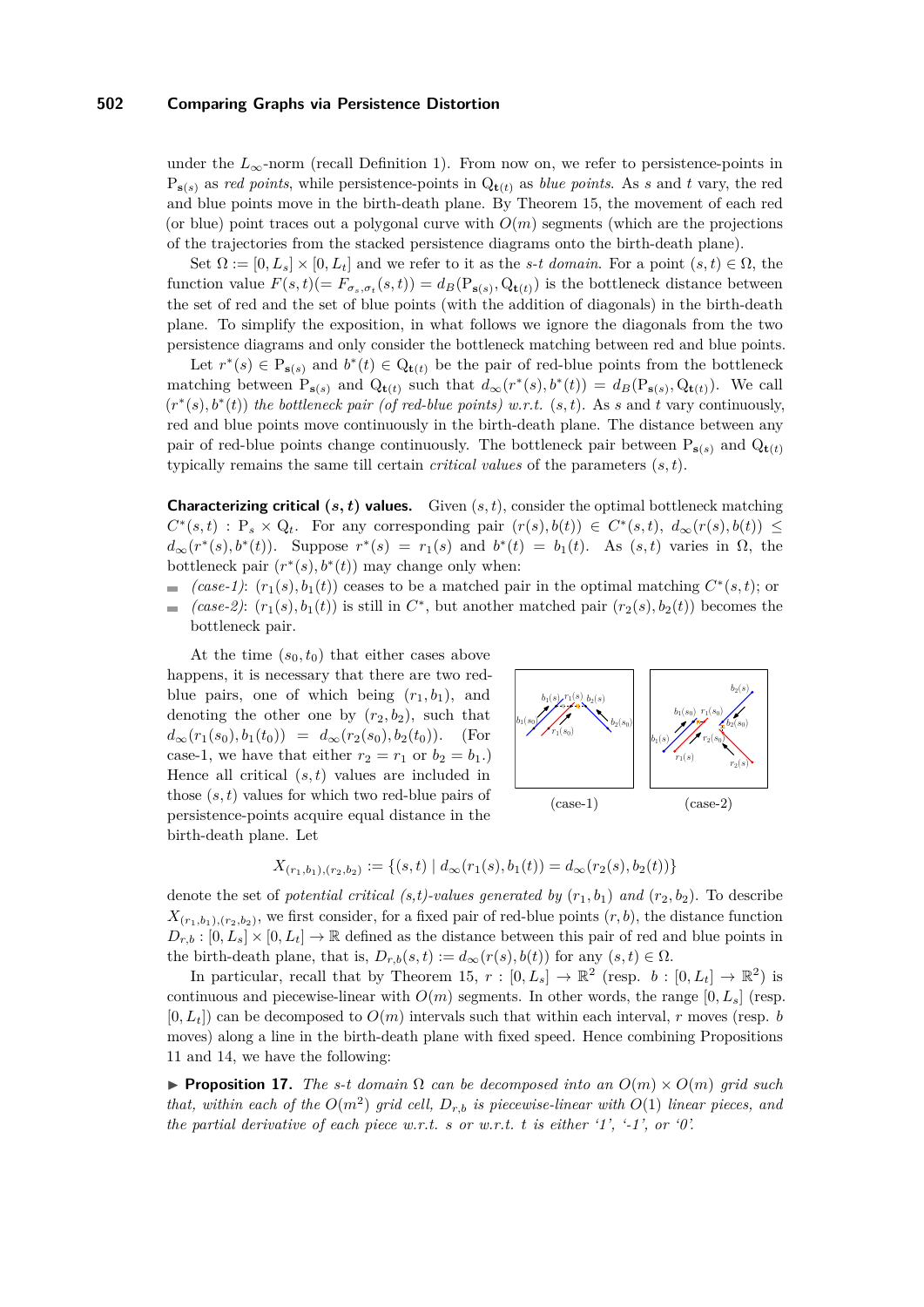under the $L_\infty$-norm (recall Definition 1). From now on, we refer to persistence-points in $\mathrm{P}_{\mathbf{s}(s)}$ as *red points*, while persistence-points in $\mathrm{Q}_{\mathbf{t}(t)}$ as *blue points*. As $s$ and $t$ vary, the red and blue points move in the birth-death plane. By Theorem 15, the movement of each red (or blue) point traces out a polygonal curve with $O(m)$ segments (which are the projections of the trajectories from the stacked persistence diagrams onto the birth-death plane).

Set $\Omega := [0, L_s] \times [0, L_t]$ and we refer to it as the *s-t domain*. For a point $(s,t) \in \Omega$, the function value $F(s,t) (= F_{\sigma_s,\sigma_t}(s,t)) = d_B(\mathrm{P}_{\mathbf{s}(s)}, \mathrm{Q}_{\mathbf{t}(t)})$ is the bottleneck distance between the set of red and the set of blue points (with the addition of diagonals) in the birth-death plane. To simplify the exposition, in what follows we ignore the diagonals from the two persistence diagrams and only consider the bottleneck matching between red and blue points.

Let $r^*(s) \in \mathrm{P}_{\mathbf{s}(s)}$ and $b^*(t) \in \mathrm{Q}_{\mathbf{t}(t)}$ be the pair of red-blue points from the bottleneck matching between $\mathrm{P}_{\mathbf{s}(s)}$ and $\mathrm{Q}_{\mathbf{t}(t)}$ such that $d_\infty(r^*(s), b^*(t)) = d_B(\mathrm{P}_{\mathbf{s}(s)}, \mathrm{Q}_{\mathbf{t}(t)})$. We call $(r^*(s), b^*(t))$ *the bottleneck pair (of red-blue points) w.r.t.* $(s,t)$. As $s$ and $t$ vary continuously, red and blue points move continuously in the birth-death plane. The distance between any pair of red-blue points change continuously. The bottleneck pair between $\mathrm{P}_{\mathbf{s}(s)}$ and $\mathrm{Q}_{\mathbf{t}(t)}$ typically remains the same till certain *critical values* of the parameters $(s,t)$.

**Characterizing critical $(s,t)$ values.** Given $(s,t)$, consider the optimal bottleneck matching $C^*(s,t) : \mathrm{P}_s \times \mathrm{Q}_t$. For any corresponding pair $(r(s), b(t)) \in C^*(s,t)$, $d_\infty(r(s), b(t)) \leq d_\infty(r^*(s), b^*(t))$. Suppose $r^*(s) = r_1(s)$ and $b^*(t) = b_1(t)$. As $(s,t)$ varies in $\Omega$, the bottleneck pair $(r^*(s), b^*(t))$ may change only when:

- *(case-1)*: $(r_1(s), b_1(t))$ ceases to be a matched pair in the optimal matching $C^*(s,t)$; or
- *(case-2)*: $(r_1(s), b_1(t))$ is still in $C^*$, but another matched pair $(r_2(s), b_2(t))$ becomes the bottleneck pair.

At the time $(s_0, t_0)$ that either cases above happens, it is necessary that there are two red-blue pairs, one of which being $(r_1, b_1)$, and denoting the other one by $(r_2, b_2)$, such that $d_\infty(r_1(s_0), b_1(t_0)) = d_\infty(r_2(s_0), b_2(t_0))$. (For case-1, we have that either $r_2 = r_1$ or $b_2 = b_1$.) Hence all critical $(s,t)$ values are included in those $(s,t)$ values for which two red-blue pairs of persistence-points acquire equal distance in the birth-death plane. Let

(case-1) (case-2)

$$X_{(r_1,b_1),(r_2,b_2)} := \{(s,t) \mid d_\infty(r_1(s), b_1(t)) = d_\infty(r_2(s), b_2(t))\}$$

denote the set of *potential critical (s,t)-values generated by* $(r_1, b_1)$ *and* $(r_2, b_2)$. To describe $X_{(r_1,b_1),(r_2,b_2)}$, we first consider, for a fixed pair of red-blue points $(r,b)$, the distance function $D_{r,b} : [0, L_s] \times [0, L_t] \to \mathbb{R}$ defined as the distance between this pair of red and blue points in the birth-death plane, that is, $D_{r,b}(s,t) := d_\infty(r(s), b(t))$ for any $(s,t) \in \Omega$.

In particular, recall that by Theorem 15, $r : [0, L_s] \to \mathbb{R}^2$ (resp. $b : [0, L_t] \to \mathbb{R}^2$) is continuous and piecewise-linear with $O(m)$ segments. In other words, the range $[0, L_s]$ (resp. $[0, L_t]$) can be decomposed to $O(m)$ intervals such that within each interval, $r$ moves (resp. $b$ moves) along a line in the birth-death plane with fixed speed. Hence combining Propositions 11 and 14, we have the following:

▶ **Proposition 17.** *The s-t domain $\Omega$ can be decomposed into an $O(m) \times O(m)$ grid such that, within each of the $O(m^2)$ grid cell, $D_{r,b}$ is piecewise-linear with $O(1)$ linear pieces, and the partial derivative of each piece w.r.t. $s$ or w.r.t. $t$ is either '1', '-1', or '0'.*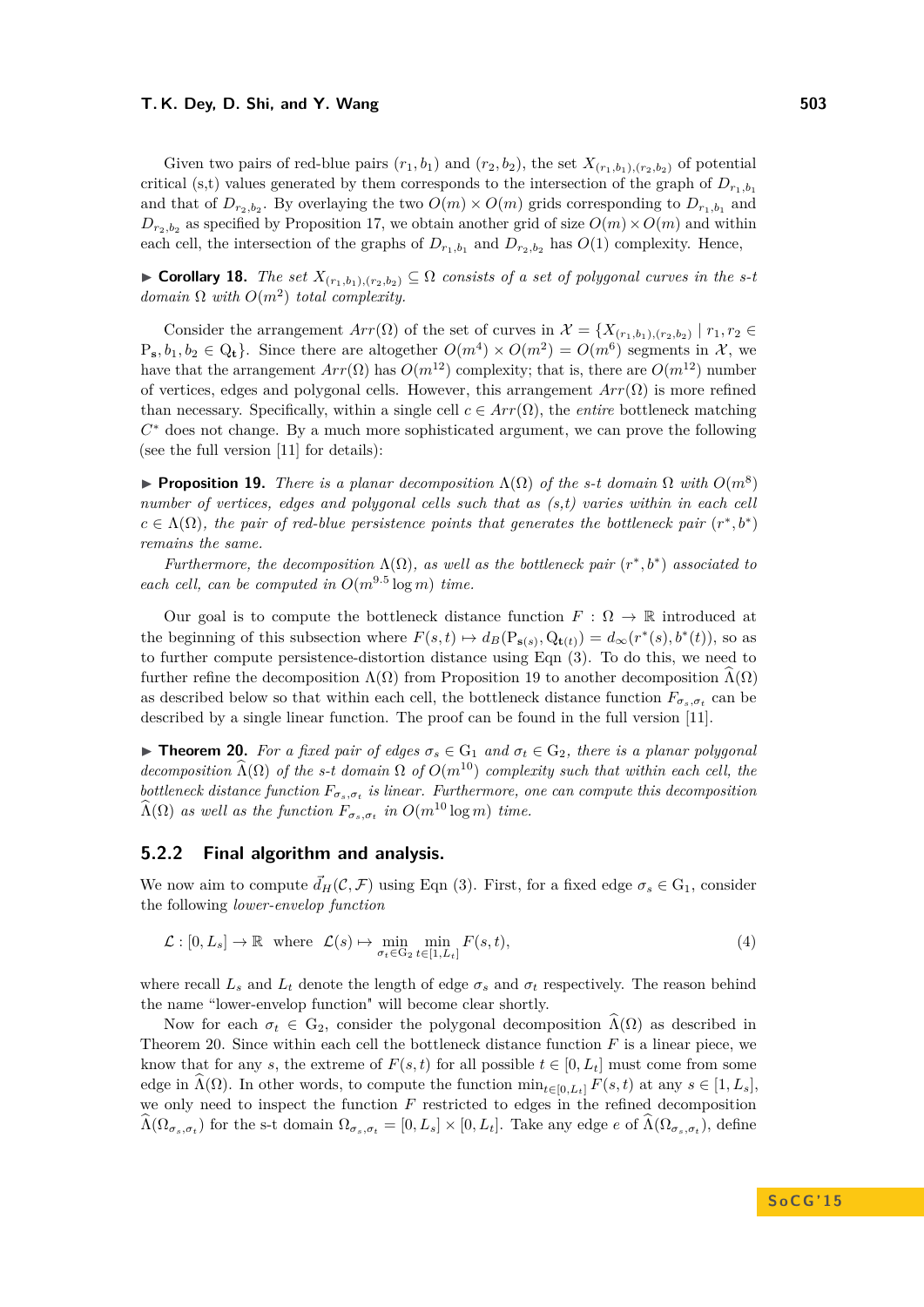Given two pairs of red-blue pairs $(r_1, b_1)$ and $(r_2, b_2)$, the set $X_{(r_1,b_1),(r_2,b_2)}$ of potential critical (s,t) values generated by them corresponds to the intersection of the graph of $D_{r_1,b_1}$ and that of $D_{r_2,b_2}$. By overlaying the two $O(m) \times O(m)$ grids corresponding to $D_{r_1,b_1}$ and $D_{r_2,b_2}$ as specified by Proposition 17, we obtain another grid of size $O(m) \times O(m)$ and within each cell, the intersection of the graphs of $D_{r_1,b_1}$ and $D_{r_2,b_2}$ has $O(1)$ complexity. Hence,

▶ **Corollary 18.** *The set $X_{(r_1,b_1),(r_2,b_2)} \subseteq \Omega$ consists of a set of polygonal curves in the s-t domain $\Omega$ with $O(m^2)$ total complexity.*

Consider the arrangement $Arr(\Omega)$ of the set of curves in $\mathcal{X} = \{X_{(r_1,b_1),(r_2,b_2)} \mid r_1, r_2 \in \mathrm{P}_{\mathbf{s}}, b_1, b_2 \in \mathrm{Q}_{\mathbf{t}}\}$. Since there are altogether $O(m^4) \times O(m^2) = O(m^6)$ segments in $\mathcal{X}$, we have that the arrangement $Arr(\Omega)$ has $O(m^{12})$ complexity; that is, there are $O(m^{12})$ number of vertices, edges and polygonal cells. However, this arrangement $Arr(\Omega)$ is more refined than necessary. Specifically, within a single cell $c \in Arr(\Omega)$, the *entire* bottleneck matching $C^*$ does not change. By a much more sophisticated argument, we can prove the following (see the full version [11] for details):

▶ **Proposition 19.** *There is a planar decomposition $\Lambda(\Omega)$ of the s-t domain $\Omega$ with $O(m^8)$ number of vertices, edges and polygonal cells such that as (s,t) varies within in each cell $c \in \Lambda(\Omega)$, the pair of red-blue persistence points that generates the bottleneck pair $(r^*, b^*)$ remains the same.*

*Furthermore, the decomposition $\Lambda(\Omega)$, as well as the bottleneck pair $(r^*, b^*)$ associated to each cell, can be computed in $O(m^{9.5} \log m)$ time.*

Our goal is to compute the bottleneck distance function $F : \Omega \to \mathbb{R}$ introduced at the beginning of this subsection where $F(s,t) \mapsto d_B(\mathrm{P}_{\mathbf{s}(s)}, \mathrm{Q}_{\mathbf{t}(t)}) = d_\infty(r^*(s), b^*(t))$, so as to further compute persistence-distortion distance using Eqn (3). To do this, we need to further refine the decomposition $\Lambda(\Omega)$ from Proposition 19 to another decomposition $\widehat{\Lambda}(\Omega)$ as described below so that within each cell, the bottleneck distance function $F_{\sigma_s,\sigma_t}$ can be described by a single linear function. The proof can be found in the full version [11].

▶ **Theorem 20.** *For a fixed pair of edges $\sigma_s \in \mathrm{G}_1$ and $\sigma_t \in \mathrm{G}_2$, there is a planar polygonal decomposition $\widehat{\Lambda}(\Omega)$ of the s-t domain $\Omega$ of $O(m^{10})$ complexity such that within each cell, the bottleneck distance function $F_{\sigma_s,\sigma_t}$ is linear. Furthermore, one can compute this decomposition $\widehat{\Lambda}(\Omega)$ as well as the function $F_{\sigma_s,\sigma_t}$ in $O(m^{10} \log m)$ time.*

### 5.2.2 Final algorithm and analysis.

We now aim to compute $\vec{d}_H(\mathcal{C}, \mathcal{F})$ using Eqn (3). First, for a fixed edge $\sigma_s \in \mathrm{G}_1$, consider the following *lower-envelop function*

$$\mathcal{L} : [0, L_s] \to \mathbb{R} \quad \text{where} \quad \mathcal{L}(s) \mapsto \min_{\sigma_t \in \mathrm{G}_2} \min_{t \in [1, L_t]} F(s,t), \tag{4}$$

where recall $L_s$ and $L_t$ denote the length of edge $\sigma_s$ and $\sigma_t$ respectively. The reason behind the name "lower-envelop function" will become clear shortly.

Now for each $\sigma_t \in \mathrm{G}_2$, consider the polygonal decomposition $\widehat{\Lambda}(\Omega)$ as described in Theorem 20. Since within each cell the bottleneck distance function $F$ is a linear piece, we know that for any $s$, the extreme of $F(s,t)$ for all possible $t \in [0, L_t]$ must come from some edge in $\widehat{\Lambda}(\Omega)$. In other words, to compute the function $\min_{t \in [0, L_t]} F(s,t)$ at any $s \in [1, L_s]$, we only need to inspect the function $F$ restricted to edges in the refined decomposition $\widehat{\Lambda}(\Omega_{\sigma_s,\sigma_t})$ for the s-t domain $\Omega_{\sigma_s,\sigma_t} = [0, L_s] \times [0, L_t]$. Take any edge $e$ of $\widehat{\Lambda}(\Omega_{\sigma_s,\sigma_t})$, define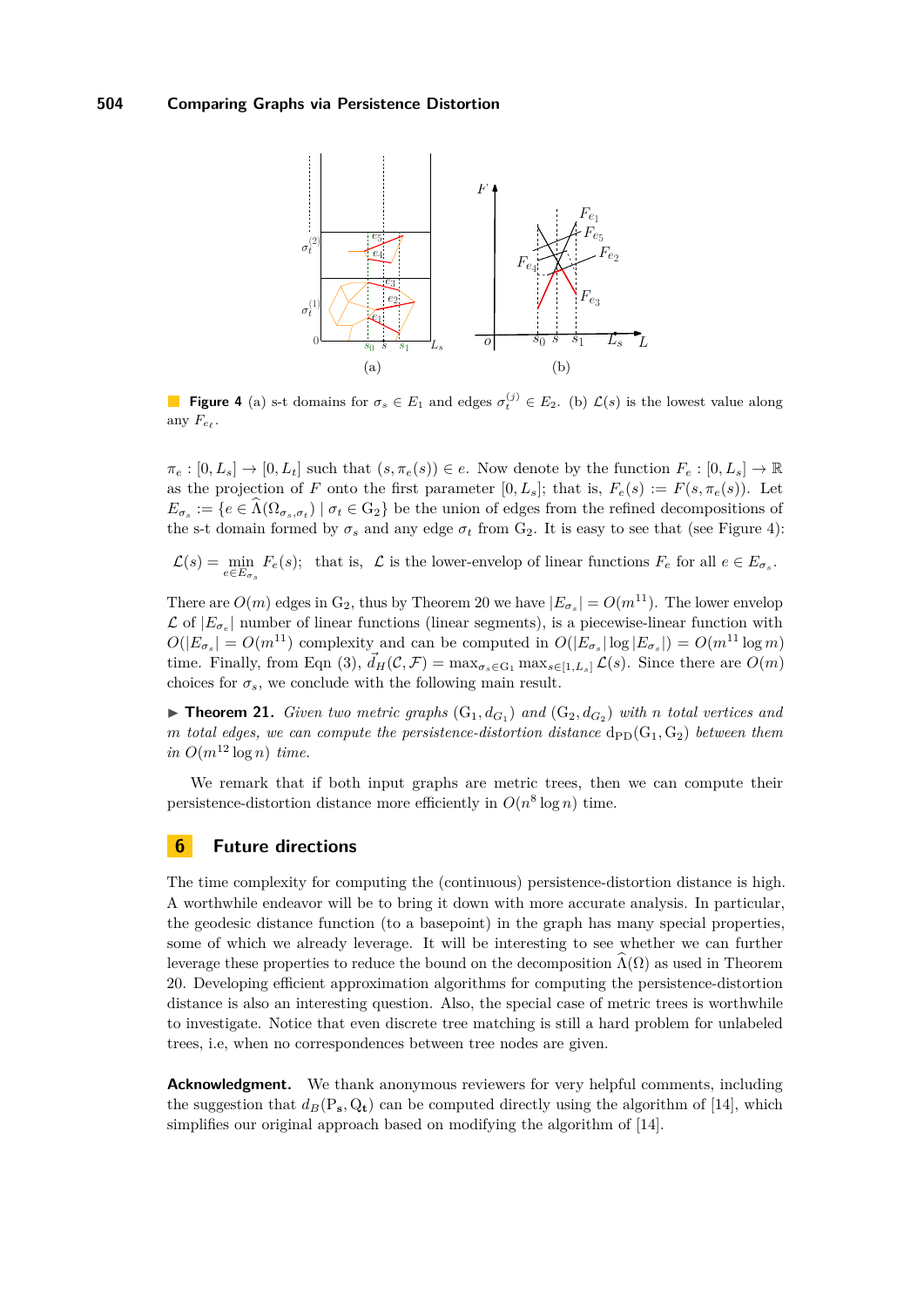**Figure 4** (a) s-t domains for $\sigma_s \in E_1$ and edges $\sigma_t^{(j)} \in E_2$. (b) $\mathcal{L}(s)$ is the lowest value along any $F_{e_\ell}$.

$\pi_e : [0, L_s] \to [0, L_t]$ such that $(s, \pi_e(s)) \in e$. Now denote by the function $F_e : [0, L_s] \to \mathbb{R}$ as the projection of $F$ onto the first parameter $[0, L_s]$; that is, $F_e(s) := F(s, \pi_e(s))$. Let $E_{\sigma_s} := \{e \in \widehat{\Lambda}(\Omega_{\sigma_s,\sigma_t}) \mid \sigma_t \in \mathrm{G}_2\}$ be the union of edges from the refined decompositions of the s-t domain formed by $\sigma_s$ and any edge $\sigma_t$ from $\mathrm{G}_2$. It is easy to see that (see Figure 4):

$$\mathcal{L}(s) = \min_{e \in E_{\sigma_s}} F_e(s); \;\; \text{that is, } \mathcal{L} \text{ is the lower-envelop of linear functions } F_e \text{ for all } e \in E_{\sigma_s}.$$

There are $O(m)$ edges in $\mathrm{G}_2$, thus by Theorem 20 we have $|E_{\sigma_s}| = O(m^{11})$. The lower envelop $\mathcal{L}$ of $|E_{\sigma_e}|$ number of linear functions (linear segments), is a piecewise-linear function with $O(|E_{\sigma_s}| = O(m^{11})$ complexity and can be computed in $O(|E_{\sigma_s}| \log |E_{\sigma_s}|) = O(m^{11} \log m)$ time. Finally, from Eqn (3), $\vec{d}_H(\mathcal{C}, \mathcal{F}) = \max_{\sigma_s \in \mathrm{G}_1} \max_{s \in [1, L_s]} \mathcal{L}(s)$. Since there are $O(m)$ choices for $\sigma_s$, we conclude with the following main result.

▶ **Theorem 21.** *Given two metric graphs $(\mathrm{G}_1, d_{G_1})$ and $(\mathrm{G}_2, d_{G_2})$ with $n$ total vertices and $m$ total edges, we can compute the persistence-distortion distance $\mathrm{d}_{\mathrm{PD}}(\mathrm{G}_1, \mathrm{G}_2)$ between them in $O(m^{12} \log n)$ time.*

We remark that if both input graphs are metric trees, then we can compute their persistence-distortion distance more efficiently in $O(n^8 \log n)$ time.

## 6 Future directions

The time complexity for computing the (continuous) persistence-distortion distance is high. A worthwhile endeavor will be to bring it down with more accurate analysis. In particular, the geodesic distance function (to a basepoint) in the graph has many special properties, some of which we already leverage. It will be interesting to see whether we can further leverage these properties to reduce the bound on the decomposition $\widehat{\Lambda}(\Omega)$ as used in Theorem 20. Developing efficient approximation algorithms for computing the persistence-distortion distance is also an interesting question. Also, the special case of metric trees is worthwhile to investigate. Notice that even discrete tree matching is still a hard problem for unlabeled trees, i.e, when no correspondences between tree nodes are given.

**Acknowledgment.** We thank anonymous reviewers for very helpful comments, including the suggestion that $d_B(\mathrm{P}_\mathbf{s}, \mathrm{Q}_\mathbf{t})$ can be computed directly using the algorithm of [14], which simplifies our original approach based on modifying the algorithm of [14].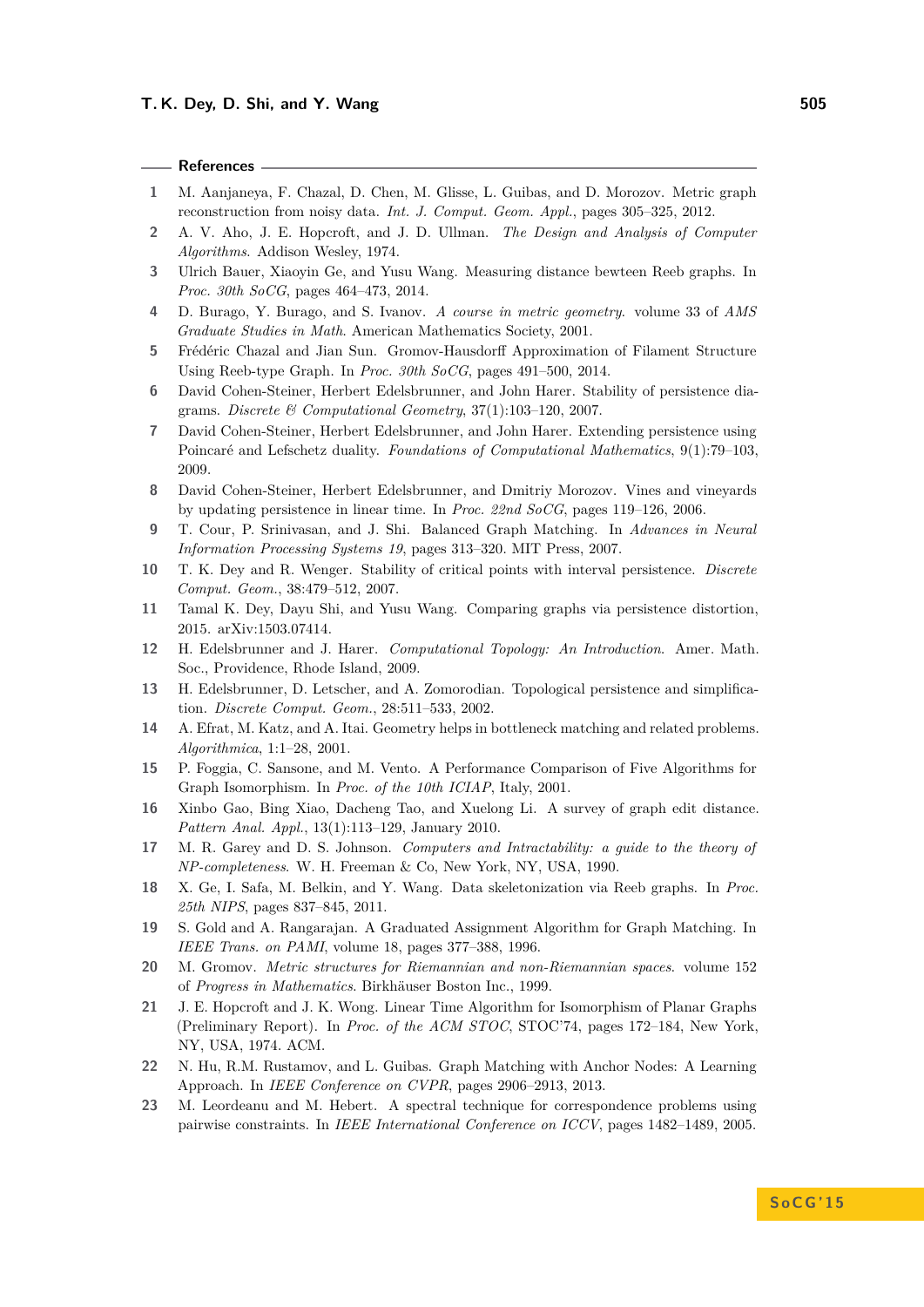## References

1. M. Aanjaneya, F. Chazal, D. Chen, M. Glisse, L. Guibas, and D. Morozov. Metric graph reconstruction from noisy data. *Int. J. Comput. Geom. Appl.*, pages 305–325, 2012.
2. A. V. Aho, J. E. Hopcroft, and J. D. Ullman. *The Design and Analysis of Computer Algorithms*. Addison Wesley, 1974.
3. Ulrich Bauer, Xiaoyin Ge, and Yusu Wang. Measuring distance bewteen Reeb graphs. In *Proc. 30th SoCG*, pages 464–473, 2014.
4. D. Burago, Y. Burago, and S. Ivanov. *A course in metric geometry*. volume 33 of *AMS Graduate Studies in Math*. American Mathematics Society, 2001.
5. Frédéric Chazal and Jian Sun. Gromov-Hausdorff Approximation of Filament Structure Using Reeb-type Graph. In *Proc. 30th SoCG*, pages 491–500, 2014.
6. David Cohen-Steiner, Herbert Edelsbrunner, and John Harer. Stability of persistence diagrams. *Discrete & Computational Geometry*, 37(1):103–120, 2007.
7. David Cohen-Steiner, Herbert Edelsbrunner, and John Harer. Extending persistence using Poincaré and Lefschetz duality. *Foundations of Computational Mathematics*, 9(1):79–103, 2009.
8. David Cohen-Steiner, Herbert Edelsbrunner, and Dmitriy Morozov. Vines and vineyards by updating persistence in linear time. In *Proc. 22nd SoCG*, pages 119–126, 2006.
9. T. Cour, P. Srinivasan, and J. Shi. Balanced Graph Matching. In *Advances in Neural Information Processing Systems 19*, pages 313–320. MIT Press, 2007.
10. T. K. Dey and R. Wenger. Stability of critical points with interval persistence. *Discrete Comput. Geom.*, 38:479–512, 2007.
11. Tamal K. Dey, Dayu Shi, and Yusu Wang. Comparing graphs via persistence distortion, 2015. arXiv:1503.07414.
12. H. Edelsbrunner and J. Harer. *Computational Topology: An Introduction*. Amer. Math. Soc., Providence, Rhode Island, 2009.
13. H. Edelsbrunner, D. Letscher, and A. Zomorodian. Topological persistence and simplification. *Discrete Comput. Geom.*, 28:511–533, 2002.
14. A. Efrat, M. Katz, and A. Itai. Geometry helps in bottleneck matching and related problems. *Algorithmica*, 1:1–28, 2001.
15. P. Foggia, C. Sansone, and M. Vento. A Performance Comparison of Five Algorithms for Graph Isomorphism. In *Proc. of the 10th ICIAP*, Italy, 2001.
16. Xinbo Gao, Bing Xiao, Dacheng Tao, and Xuelong Li. A survey of graph edit distance. *Pattern Anal. Appl.*, 13(1):113–129, January 2010.
17. M. R. Garey and D. S. Johnson. *Computers and Intractability: a guide to the theory of NP-completeness*. W. H. Freeman & Co, New York, NY, USA, 1990.
18. X. Ge, I. Safa, M. Belkin, and Y. Wang. Data skeletonization via Reeb graphs. In *Proc. 25th NIPS*, pages 837–845, 2011.
19. S. Gold and A. Rangarajan. A Graduated Assignment Algorithm for Graph Matching. In *IEEE Trans. on PAMI*, volume 18, pages 377–388, 1996.
20. M. Gromov. *Metric structures for Riemannian and non-Riemannian spaces*. volume 152 of *Progress in Mathematics*. Birkhäuser Boston Inc., 1999.
21. J. E. Hopcroft and J. K. Wong. Linear Time Algorithm for Isomorphism of Planar Graphs (Preliminary Report). In *Proc. of the ACM STOC*, STOC'74, pages 172–184, New York, NY, USA, 1974. ACM.
22. N. Hu, R.M. Rustamov, and L. Guibas. Graph Matching with Anchor Nodes: A Learning Approach. In *IEEE Conference on CVPR*, pages 2906–2913, 2013.
23. M. Leordeanu and M. Hebert. A spectral technique for correspondence problems using pairwise constraints. In *IEEE International Conference on ICCV*, pages 1482–1489, 2005.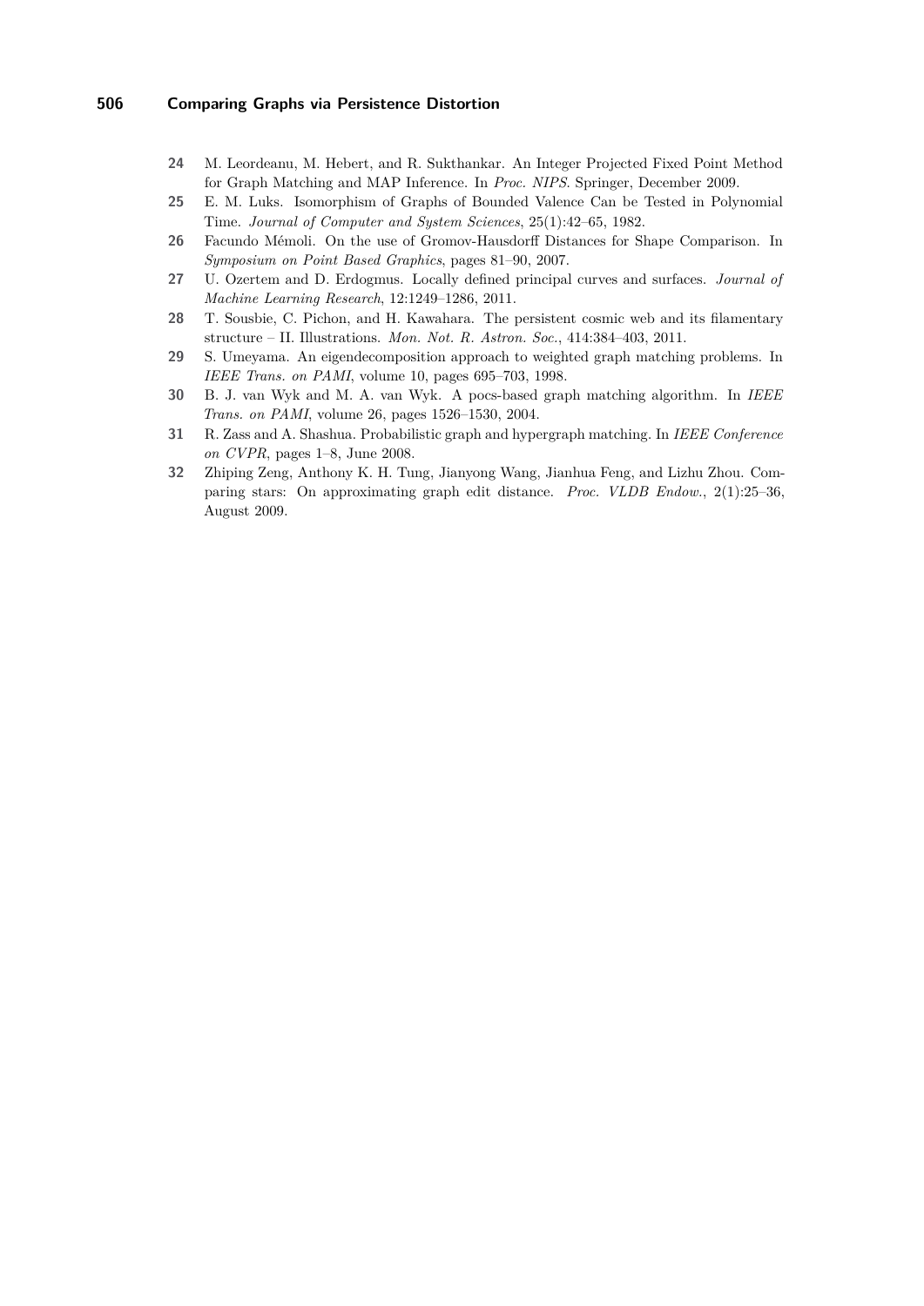24 M. Leordeanu, M. Hebert, and R. Sukthankar. An Integer Projected Fixed Point Method for Graph Matching and MAP Inference. In *Proc. NIPS*. Springer, December 2009.

25 E. M. Luks. Isomorphism of Graphs of Bounded Valence Can be Tested in Polynomial Time. *Journal of Computer and System Sciences*, 25(1):42–65, 1982.

26 Facundo Mémoli. On the use of Gromov-Hausdorff Distances for Shape Comparison. In *Symposium on Point Based Graphics*, pages 81–90, 2007.

27 U. Ozertem and D. Erdogmus. Locally defined principal curves and surfaces. *Journal of Machine Learning Research*, 12:1249–1286, 2011.

28 T. Sousbie, C. Pichon, and H. Kawahara. The persistent cosmic web and its filamentary structure – II. Illustrations. *Mon. Not. R. Astron. Soc.*, 414:384–403, 2011.

29 S. Umeyama. An eigendecomposition approach to weighted graph matching problems. In *IEEE Trans. on PAMI*, volume 10, pages 695–703, 1998.

30 B. J. van Wyk and M. A. van Wyk. A pocs-based graph matching algorithm. In *IEEE Trans. on PAMI*, volume 26, pages 1526–1530, 2004.

31 R. Zass and A. Shashua. Probabilistic graph and hypergraph matching. In *IEEE Conference on CVPR*, pages 1–8, June 2008.

32 Zhiping Zeng, Anthony K. H. Tung, Jianyong Wang, Jianhua Feng, and Lizhu Zhou. Comparing stars: On approximating graph edit distance. *Proc. VLDB Endow.*, 2(1):25–36, August 2009.